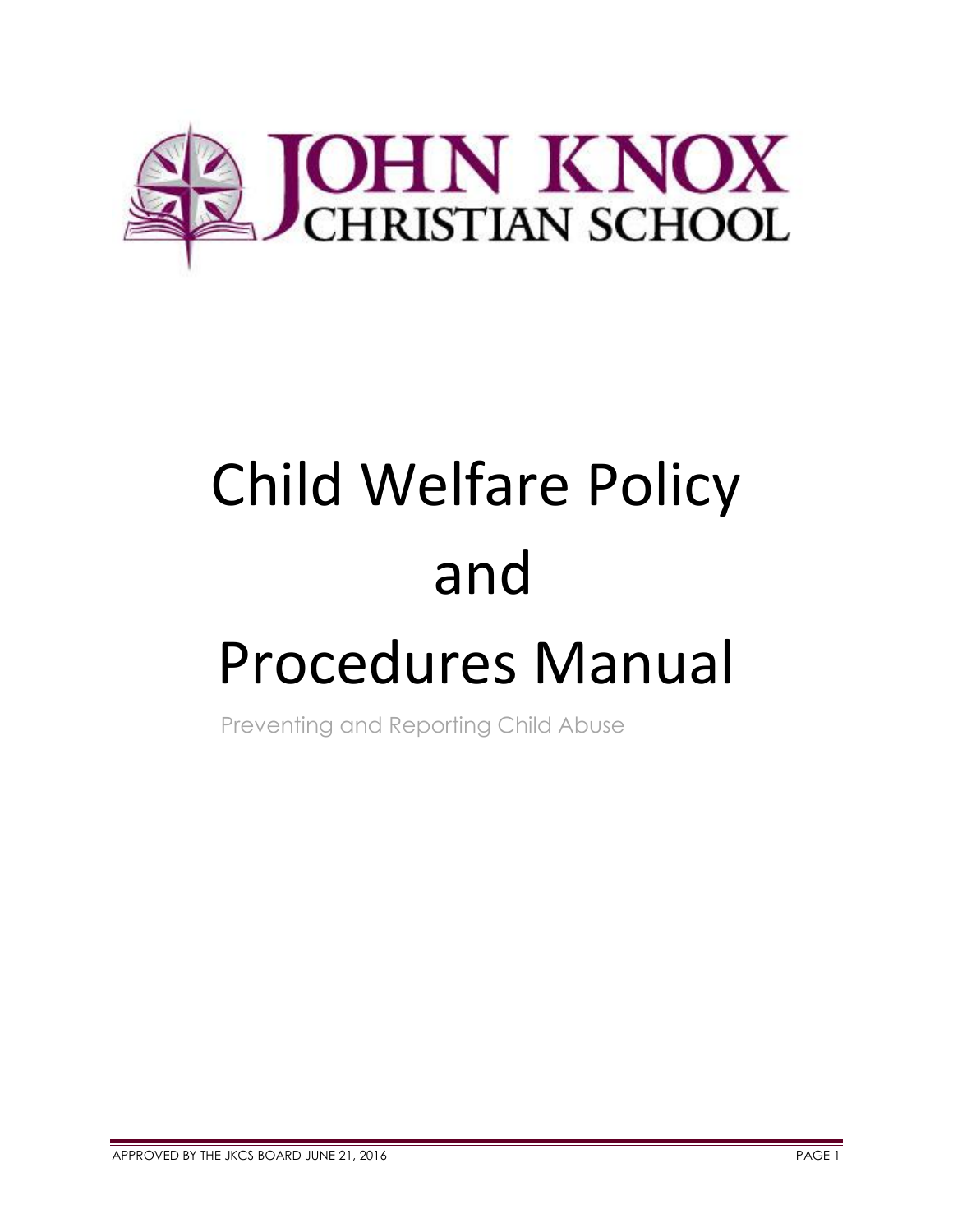JOHN KNOX CHRISTIAN SCHOOL

# Child Welfare Policy and Procedures Manual

Preventing and Reporting Child Abuse

APPROVED BY THE JKCS BOARD JUNE 21, 2016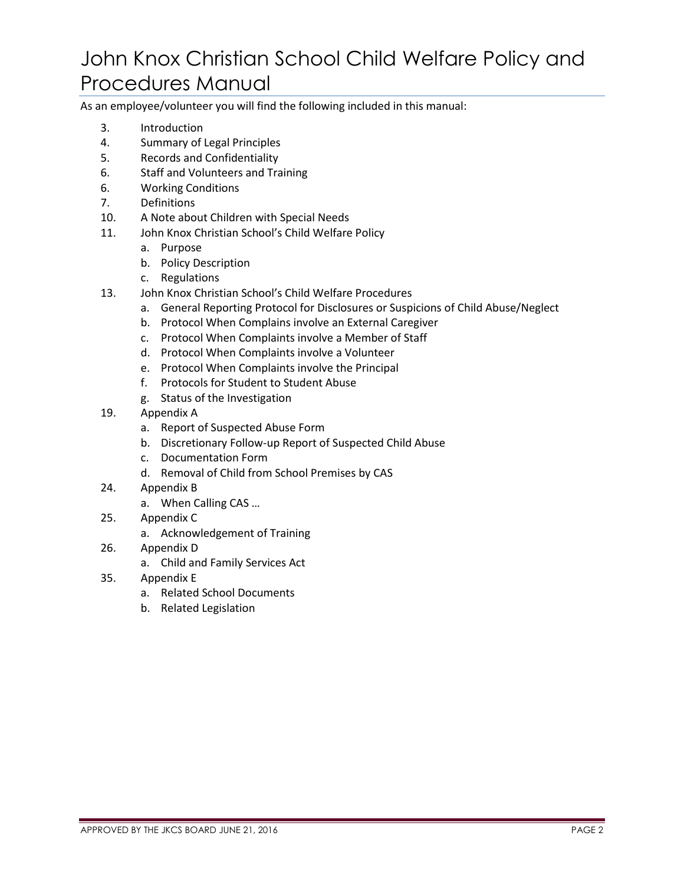# John Knox Christian School Child Welfare Policy and Procedures Manual

As an employee/volunteer you will find the following included in this manual:

3. Introduction
4. Summary of Legal Principles
5. Records and Confidentiality
6. Staff and Volunteers and Training
6. Working Conditions
7. Definitions
10. A Note about Children with Special Needs
11. John Knox Christian School's Child Welfare Policy
    a. Purpose
    b. Policy Description
    c. Regulations
13. John Knox Christian School's Child Welfare Procedures
    a. General Reporting Protocol for Disclosures or Suspicions of Child Abuse/Neglect
    b. Protocol When Complains involve an External Caregiver
    c. Protocol When Complaints involve a Member of Staff
    d. Protocol When Complaints involve a Volunteer
    e. Protocol When Complaints involve the Principal
    f. Protocols for Student to Student Abuse
    g. Status of the Investigation
19. Appendix A
    a. Report of Suspected Abuse Form
    b. Discretionary Follow-up Report of Suspected Child Abuse
    c. Documentation Form
    d. Removal of Child from School Premises by CAS
24. Appendix B
    a. When Calling CAS …
25. Appendix C
    a. Acknowledgement of Training
26. Appendix D
    a. Child and Family Services Act
35. Appendix E
    a. Related School Documents
    b. Related Legislation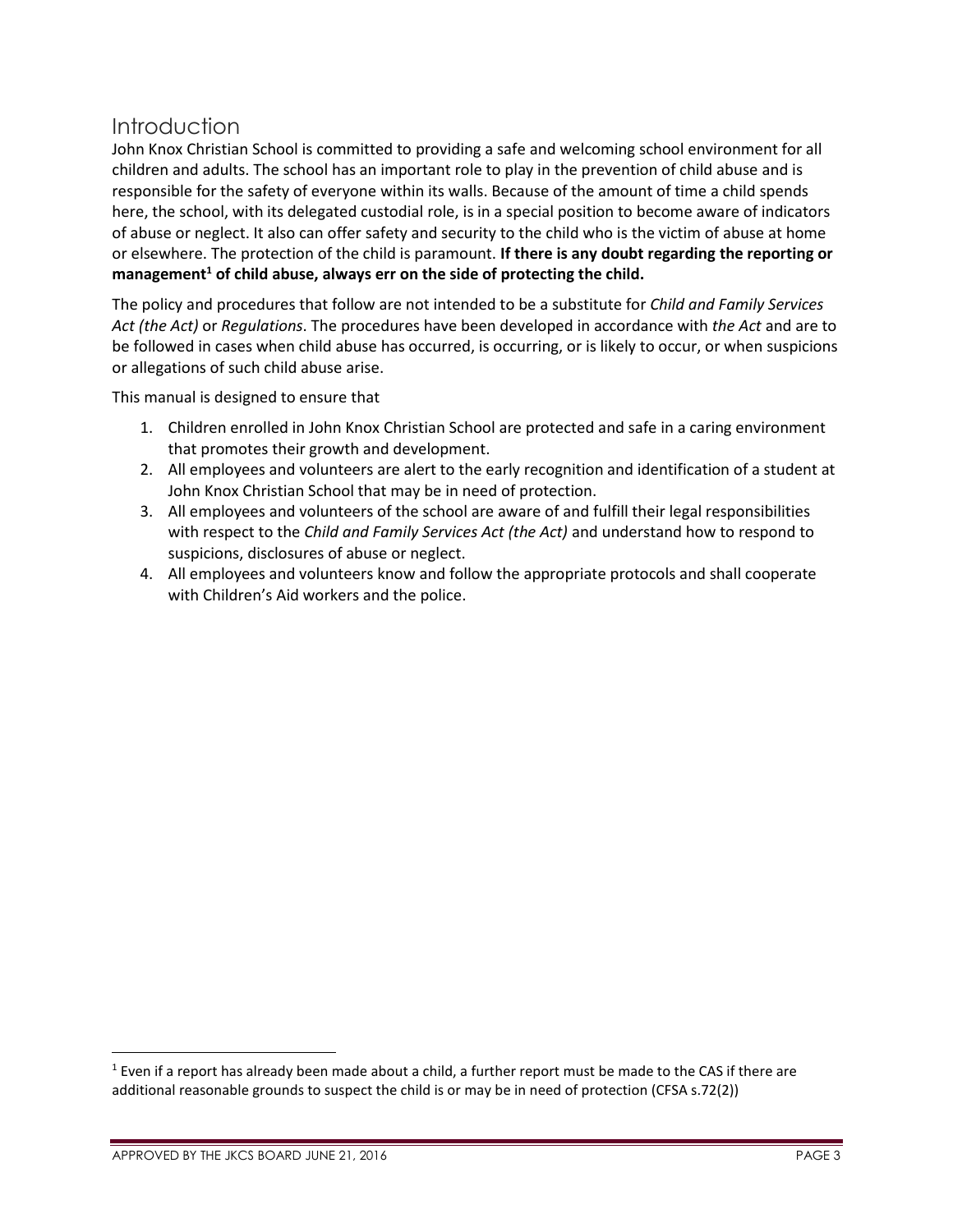## Introduction

John Knox Christian School is committed to providing a safe and welcoming school environment for all children and adults. The school has an important role to play in the prevention of child abuse and is responsible for the safety of everyone within its walls. Because of the amount of time a child spends here, the school, with its delegated custodial role, is in a special position to become aware of indicators of abuse or neglect. It also can offer safety and security to the child who is the victim of abuse at home or elsewhere. The protection of the child is paramount. **If there is any doubt regarding the reporting or management[1] of child abuse, always err on the side of protecting the child.**

The policy and procedures that follow are not intended to be a substitute for *Child and Family Services Act (the Act)* or *Regulations*. The procedures have been developed in accordance with *the Act* and are to be followed in cases when child abuse has occurred, is occurring, or is likely to occur, or when suspicions or allegations of such child abuse arise.

This manual is designed to ensure that

1. Children enrolled in John Knox Christian School are protected and safe in a caring environment that promotes their growth and development.
2. All employees and volunteers are alert to the early recognition and identification of a student at John Knox Christian School that may be in need of protection.
3. All employees and volunteers of the school are aware of and fulfill their legal responsibilities with respect to the *Child and Family Services Act (the Act)* and understand how to respond to suspicions, disclosures of abuse or neglect.
4. All employees and volunteers know and follow the appropriate protocols and shall cooperate with Children's Aid workers and the police.

[1] Even if a report has already been made about a child, a further report must be made to the CAS if there are additional reasonable grounds to suspect the child is or may be in need of protection (CFSA s.72(2))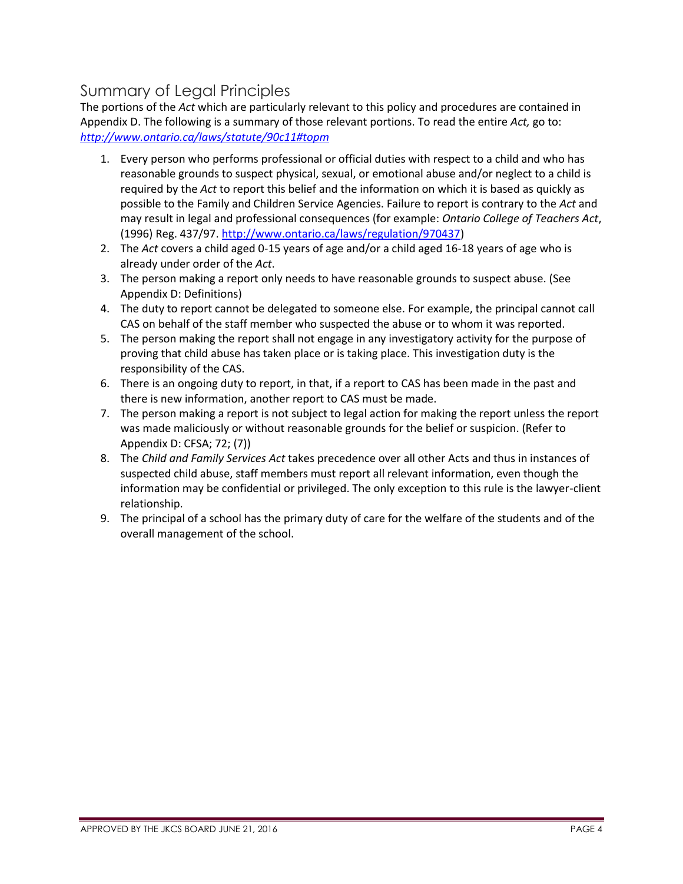## Summary of Legal Principles

The portions of the *Act* which are particularly relevant to this policy and procedures are contained in Appendix D. The following is a summary of those relevant portions. To read the entire *Act,* go to: *http://www.ontario.ca/laws/statute/90c11#topm*

1. Every person who performs professional or official duties with respect to a child and who has reasonable grounds to suspect physical, sexual, or emotional abuse and/or neglect to a child is required by the *Act* to report this belief and the information on which it is based as quickly as possible to the Family and Children Service Agencies. Failure to report is contrary to the *Act* and may result in legal and professional consequences (for example: *Ontario College of Teachers Act*, (1996) Reg. 437/97. http://www.ontario.ca/laws/regulation/970437)
2. The *Act* covers a child aged 0-15 years of age and/or a child aged 16-18 years of age who is already under order of the *Act*.
3. The person making a report only needs to have reasonable grounds to suspect abuse. (See Appendix D: Definitions)
4. The duty to report cannot be delegated to someone else. For example, the principal cannot call CAS on behalf of the staff member who suspected the abuse or to whom it was reported.
5. The person making the report shall not engage in any investigatory activity for the purpose of proving that child abuse has taken place or is taking place. This investigation duty is the responsibility of the CAS.
6. There is an ongoing duty to report, in that, if a report to CAS has been made in the past and there is new information, another report to CAS must be made.
7. The person making a report is not subject to legal action for making the report unless the report was made maliciously or without reasonable grounds for the belief or suspicion. (Refer to Appendix D: CFSA; 72; (7))
8. The *Child and Family Services Act* takes precedence over all other Acts and thus in instances of suspected child abuse, staff members must report all relevant information, even though the information may be confidential or privileged. The only exception to this rule is the lawyer-client relationship.
9. The principal of a school has the primary duty of care for the welfare of the students and of the overall management of the school.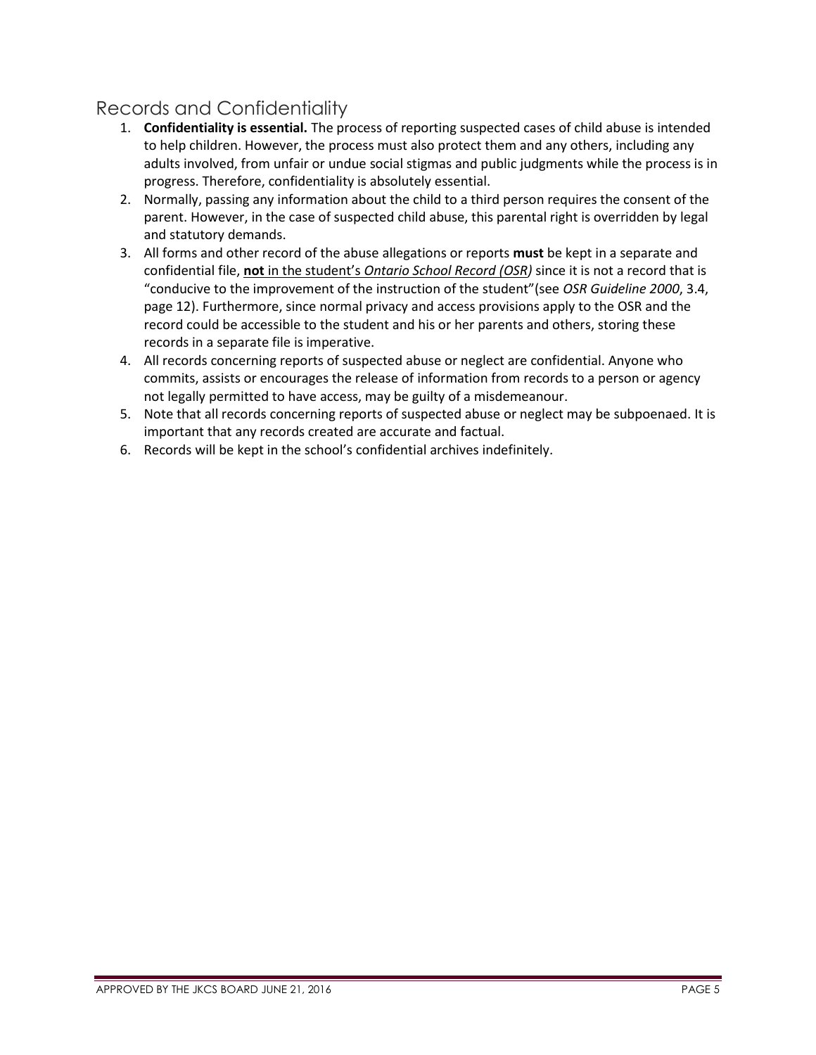## Records and Confidentiality

1. **Confidentiality is essential.** The process of reporting suspected cases of child abuse is intended to help children. However, the process must also protect them and any others, including any adults involved, from unfair or undue social stigmas and public judgments while the process is in progress. Therefore, confidentiality is absolutely essential.
2. Normally, passing any information about the child to a third person requires the consent of the parent. However, in the case of suspected child abuse, this parental right is overridden by legal and statutory demands.
3. All forms and other record of the abuse allegations or reports **must** be kept in a separate and confidential file, **not** in the student's *Ontario School Record (OSR)* since it is not a record that is "conducive to the improvement of the instruction of the student"(see *OSR Guideline 2000*, 3.4, page 12). Furthermore, since normal privacy and access provisions apply to the OSR and the record could be accessible to the student and his or her parents and others, storing these records in a separate file is imperative.
4. All records concerning reports of suspected abuse or neglect are confidential. Anyone who commits, assists or encourages the release of information from records to a person or agency not legally permitted to have access, may be guilty of a misdemeanour.
5. Note that all records concerning reports of suspected abuse or neglect may be subpoenaed. It is important that any records created are accurate and factual.
6. Records will be kept in the school's confidential archives indefinitely.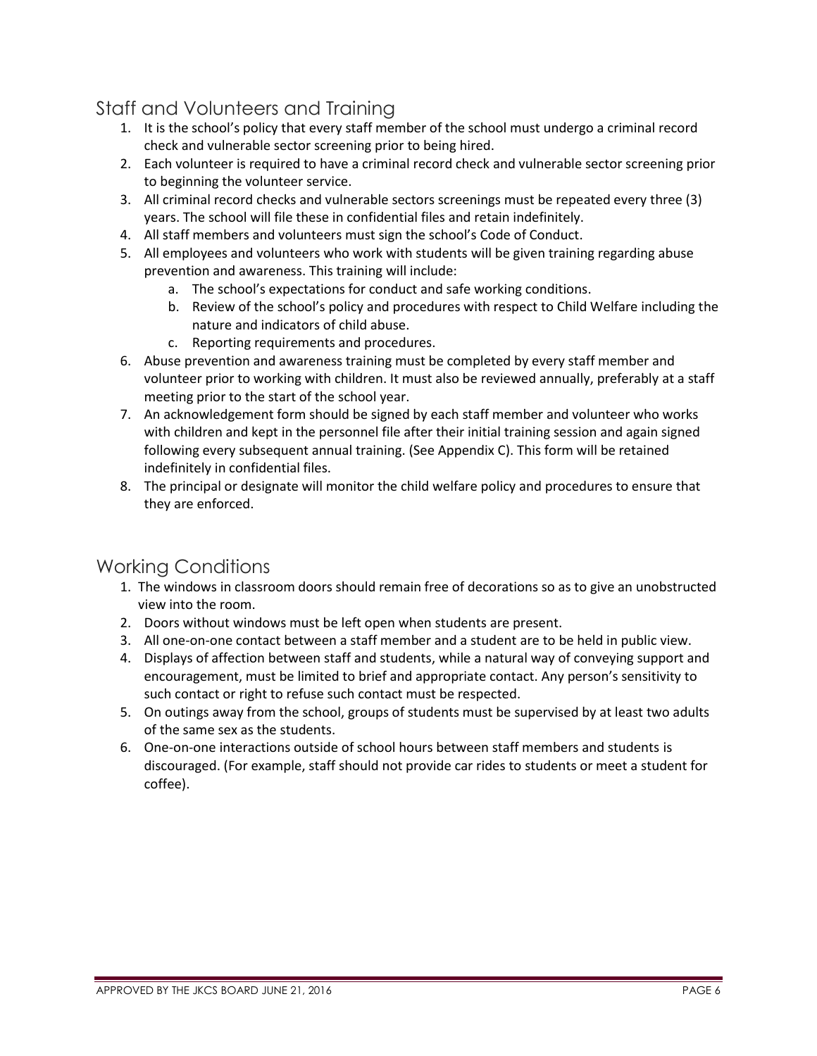## Staff and Volunteers and Training

1. It is the school's policy that every staff member of the school must undergo a criminal record check and vulnerable sector screening prior to being hired.
2. Each volunteer is required to have a criminal record check and vulnerable sector screening prior to beginning the volunteer service.
3. All criminal record checks and vulnerable sectors screenings must be repeated every three (3) years. The school will file these in confidential files and retain indefinitely.
4. All staff members and volunteers must sign the school's Code of Conduct.
5. All employees and volunteers who work with students will be given training regarding abuse prevention and awareness. This training will include:
    a. The school's expectations for conduct and safe working conditions.
    b. Review of the school's policy and procedures with respect to Child Welfare including the nature and indicators of child abuse.
    c. Reporting requirements and procedures.
6. Abuse prevention and awareness training must be completed by every staff member and volunteer prior to working with children. It must also be reviewed annually, preferably at a staff meeting prior to the start of the school year.
7. An acknowledgement form should be signed by each staff member and volunteer who works with children and kept in the personnel file after their initial training session and again signed following every subsequent annual training. (See Appendix C). This form will be retained indefinitely in confidential files.
8. The principal or designate will monitor the child welfare policy and procedures to ensure that they are enforced.

## Working Conditions

1. The windows in classroom doors should remain free of decorations so as to give an unobstructed view into the room.
2. Doors without windows must be left open when students are present.
3. All one-on-one contact between a staff member and a student are to be held in public view.
4. Displays of affection between staff and students, while a natural way of conveying support and encouragement, must be limited to brief and appropriate contact. Any person's sensitivity to such contact or right to refuse such contact must be respected.
5. On outings away from the school, groups of students must be supervised by at least two adults of the same sex as the students.
6. One-on-one interactions outside of school hours between staff members and students is discouraged. (For example, staff should not provide car rides to students or meet a student for coffee).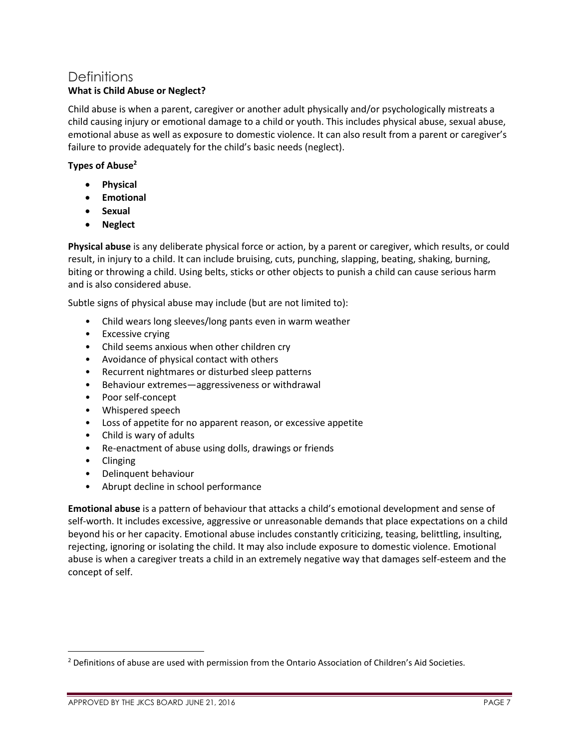## Definitions

**What is Child Abuse or Neglect?**

Child abuse is when a parent, caregiver or another adult physically and/or psychologically mistreats a child causing injury or emotional damage to a child or youth. This includes physical abuse, sexual abuse, emotional abuse as well as exposure to domestic violence. It can also result from a parent or caregiver's failure to provide adequately for the child's basic needs (neglect).

**Types of Abuse[2]**

- **Physical**
- **Emotional**
- **Sexual**
- **Neglect**

**Physical abuse** is any deliberate physical force or action, by a parent or caregiver, which results, or could result, in injury to a child. It can include bruising, cuts, punching, slapping, beating, shaking, burning, biting or throwing a child. Using belts, sticks or other objects to punish a child can cause serious harm and is also considered abuse.

Subtle signs of physical abuse may include (but are not limited to):

- Child wears long sleeves/long pants even in warm weather
- Excessive crying
- Child seems anxious when other children cry
- Avoidance of physical contact with others
- Recurrent nightmares or disturbed sleep patterns
- Behaviour extremes—aggressiveness or withdrawal
- Poor self-concept
- Whispered speech
- Loss of appetite for no apparent reason, or excessive appetite
- Child is wary of adults
- Re-enactment of abuse using dolls, drawings or friends
- Clinging
- Delinquent behaviour
- Abrupt decline in school performance

**Emotional abuse** is a pattern of behaviour that attacks a child's emotional development and sense of self-worth. It includes excessive, aggressive or unreasonable demands that place expectations on a child beyond his or her capacity. Emotional abuse includes constantly criticizing, teasing, belittling, insulting, rejecting, ignoring or isolating the child. It may also include exposure to domestic violence. Emotional abuse is when a caregiver treats a child in an extremely negative way that damages self-esteem and the concept of self.

---

[2] Definitions of abuse are used with permission from the Ontario Association of Children's Aid Societies.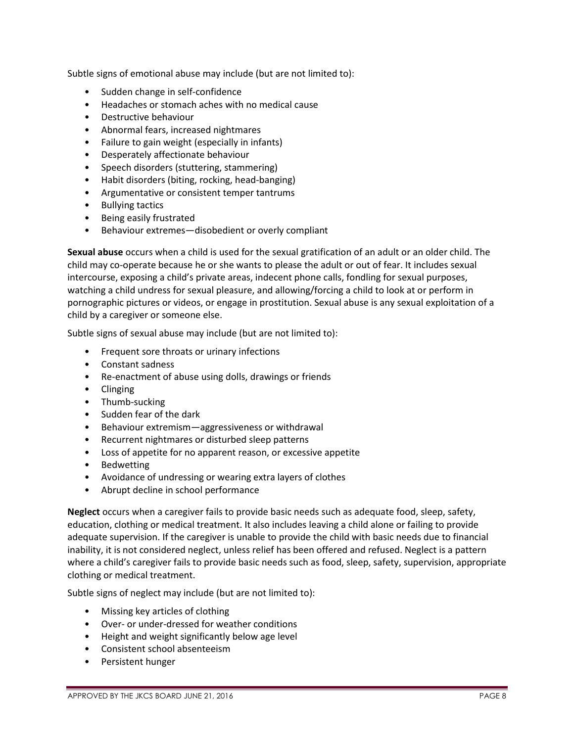Subtle signs of emotional abuse may include (but are not limited to):

- Sudden change in self-confidence
- Headaches or stomach aches with no medical cause
- Destructive behaviour
- Abnormal fears, increased nightmares
- Failure to gain weight (especially in infants)
- Desperately affectionate behaviour
- Speech disorders (stuttering, stammering)
- Habit disorders (biting, rocking, head-banging)
- Argumentative or consistent temper tantrums
- Bullying tactics
- Being easily frustrated
- Behaviour extremes—disobedient or overly compliant

**Sexual abuse** occurs when a child is used for the sexual gratification of an adult or an older child. The child may co-operate because he or she wants to please the adult or out of fear. It includes sexual intercourse, exposing a child's private areas, indecent phone calls, fondling for sexual purposes, watching a child undress for sexual pleasure, and allowing/forcing a child to look at or perform in pornographic pictures or videos, or engage in prostitution. Sexual abuse is any sexual exploitation of a child by a caregiver or someone else.

Subtle signs of sexual abuse may include (but are not limited to):

- Frequent sore throats or urinary infections
- Constant sadness
- Re-enactment of abuse using dolls, drawings or friends
- Clinging
- Thumb-sucking
- Sudden fear of the dark
- Behaviour extremism—aggressiveness or withdrawal
- Recurrent nightmares or disturbed sleep patterns
- Loss of appetite for no apparent reason, or excessive appetite
- Bedwetting
- Avoidance of undressing or wearing extra layers of clothes
- Abrupt decline in school performance

**Neglect** occurs when a caregiver fails to provide basic needs such as adequate food, sleep, safety, education, clothing or medical treatment. It also includes leaving a child alone or failing to provide adequate supervision. If the caregiver is unable to provide the child with basic needs due to financial inability, it is not considered neglect, unless relief has been offered and refused. Neglect is a pattern where a child's caregiver fails to provide basic needs such as food, sleep, safety, supervision, appropriate clothing or medical treatment.

Subtle signs of neglect may include (but are not limited to):

- Missing key articles of clothing
- Over- or under-dressed for weather conditions
- Height and weight significantly below age level
- Consistent school absenteeism
- Persistent hunger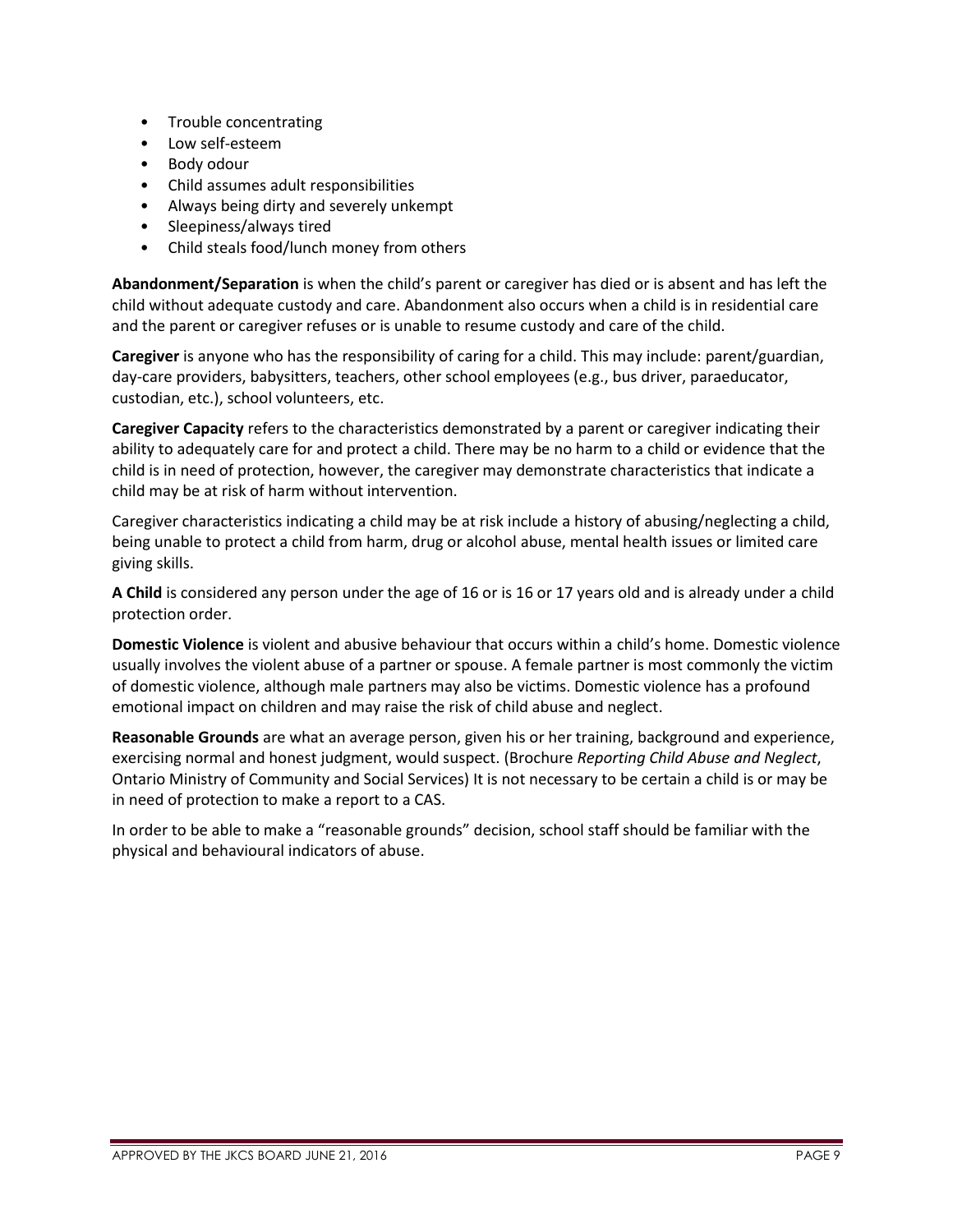- Trouble concentrating
- Low self-esteem
- Body odour
- Child assumes adult responsibilities
- Always being dirty and severely unkempt
- Sleepiness/always tired
- Child steals food/lunch money from others

**Abandonment/Separation** is when the child's parent or caregiver has died or is absent and has left the child without adequate custody and care. Abandonment also occurs when a child is in residential care and the parent or caregiver refuses or is unable to resume custody and care of the child.

**Caregiver** is anyone who has the responsibility of caring for a child. This may include: parent/guardian, day-care providers, babysitters, teachers, other school employees (e.g., bus driver, paraeducator, custodian, etc.), school volunteers, etc.

**Caregiver Capacity** refers to the characteristics demonstrated by a parent or caregiver indicating their ability to adequately care for and protect a child. There may be no harm to a child or evidence that the child is in need of protection, however, the caregiver may demonstrate characteristics that indicate a child may be at risk of harm without intervention.

Caregiver characteristics indicating a child may be at risk include a history of abusing/neglecting a child, being unable to protect a child from harm, drug or alcohol abuse, mental health issues or limited care giving skills.

**A Child** is considered any person under the age of 16 or is 16 or 17 years old and is already under a child protection order.

**Domestic Violence** is violent and abusive behaviour that occurs within a child's home. Domestic violence usually involves the violent abuse of a partner or spouse. A female partner is most commonly the victim of domestic violence, although male partners may also be victims. Domestic violence has a profound emotional impact on children and may raise the risk of child abuse and neglect.

**Reasonable Grounds** are what an average person, given his or her training, background and experience, exercising normal and honest judgment, would suspect. (Brochure *Reporting Child Abuse and Neglect*, Ontario Ministry of Community and Social Services) It is not necessary to be certain a child is or may be in need of protection to make a report to a CAS.

In order to be able to make a "reasonable grounds" decision, school staff should be familiar with the physical and behavioural indicators of abuse.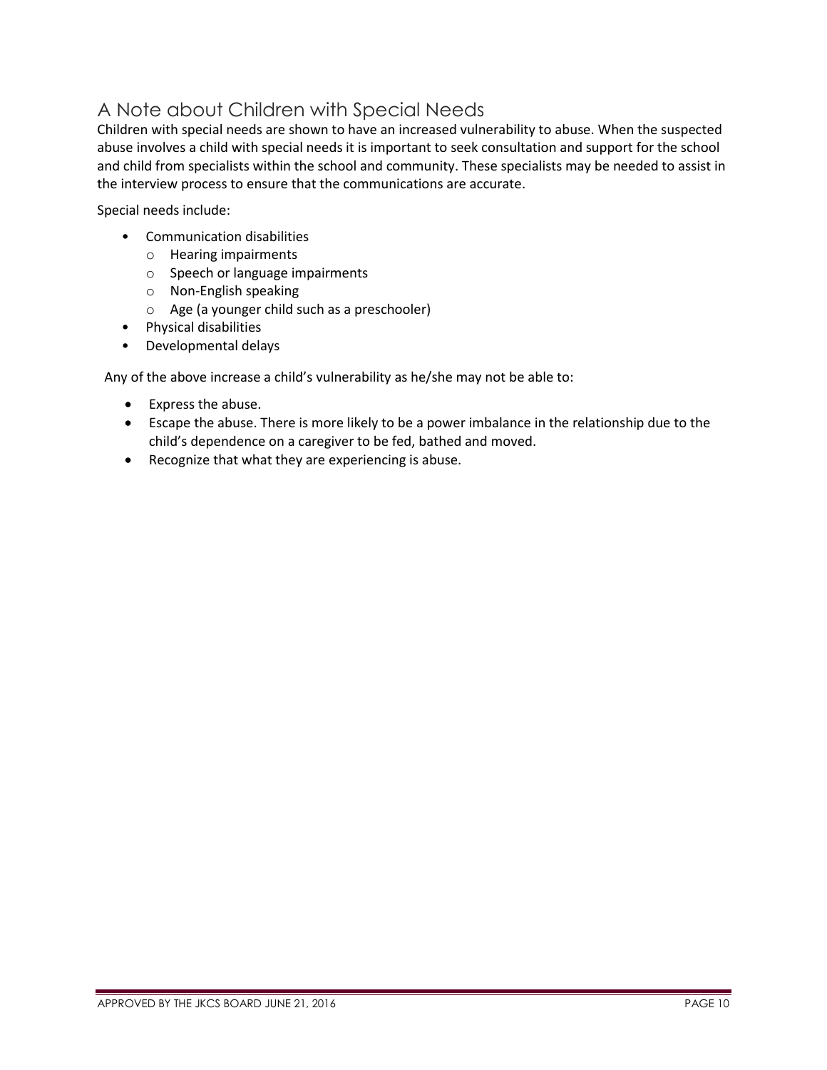## A Note about Children with Special Needs

Children with special needs are shown to have an increased vulnerability to abuse. When the suspected abuse involves a child with special needs it is important to seek consultation and support for the school and child from specialists within the school and community. These specialists may be needed to assist in the interview process to ensure that the communications are accurate.

Special needs include:

- Communication disabilities
  - Hearing impairments
  - Speech or language impairments
  - Non-English speaking
  - Age (a younger child such as a preschooler)
- Physical disabilities
- Developmental delays

Any of the above increase a child's vulnerability as he/she may not be able to:

- Express the abuse.
- Escape the abuse. There is more likely to be a power imbalance in the relationship due to the child's dependence on a caregiver to be fed, bathed and moved.
- Recognize that what they are experiencing is abuse.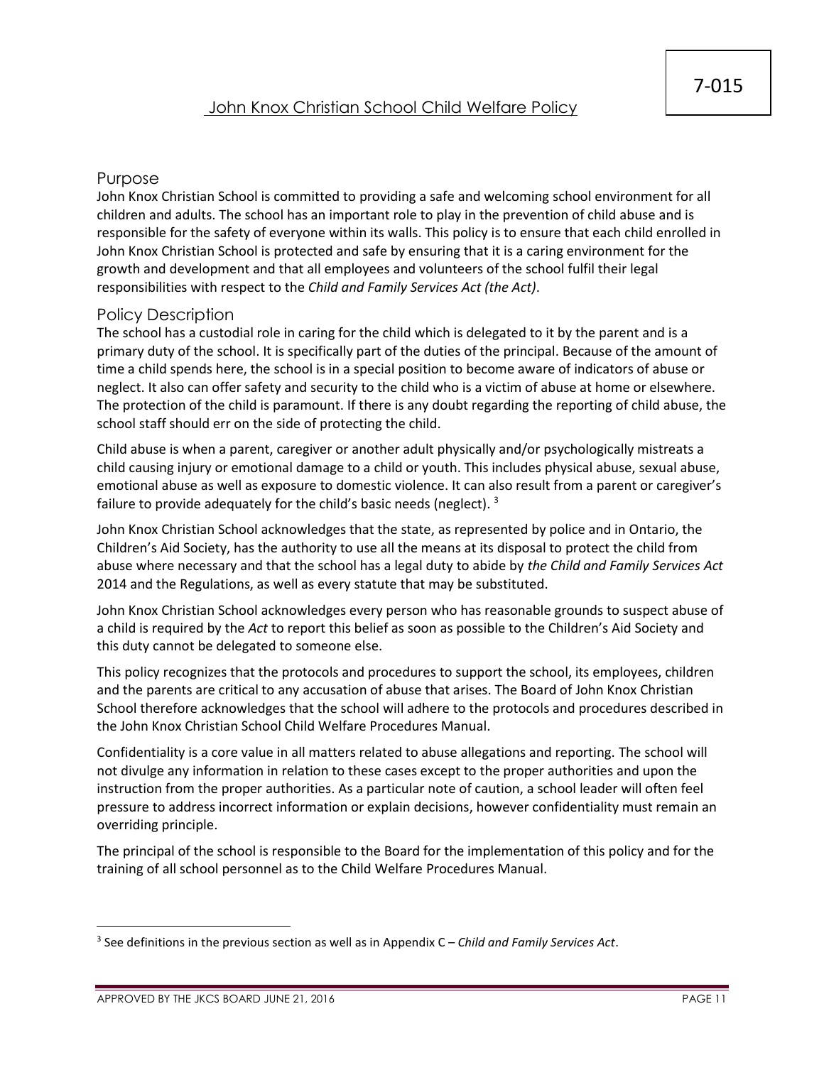7-015

# John Knox Christian School Child Welfare Policy

## Purpose

John Knox Christian School is committed to providing a safe and welcoming school environment for all children and adults. The school has an important role to play in the prevention of child abuse and is responsible for the safety of everyone within its walls. This policy is to ensure that each child enrolled in John Knox Christian School is protected and safe by ensuring that it is a caring environment for the growth and development and that all employees and volunteers of the school fulfil their legal responsibilities with respect to the *Child and Family Services Act (the Act)*.

## Policy Description

The school has a custodial role in caring for the child which is delegated to it by the parent and is a primary duty of the school. It is specifically part of the duties of the principal. Because of the amount of time a child spends here, the school is in a special position to become aware of indicators of abuse or neglect. It also can offer safety and security to the child who is a victim of abuse at home or elsewhere. The protection of the child is paramount. If there is any doubt regarding the reporting of child abuse, the school staff should err on the side of protecting the child.

Child abuse is when a parent, caregiver or another adult physically and/or psychologically mistreats a child causing injury or emotional damage to a child or youth. This includes physical abuse, sexual abuse, emotional abuse as well as exposure to domestic violence. It can also result from a parent or caregiver's failure to provide adequately for the child's basic needs (neglect). [3]

John Knox Christian School acknowledges that the state, as represented by police and in Ontario, the Children's Aid Society, has the authority to use all the means at its disposal to protect the child from abuse where necessary and that the school has a legal duty to abide by *the Child and Family Services Act* 2014 and the Regulations, as well as every statute that may be substituted.

John Knox Christian School acknowledges every person who has reasonable grounds to suspect abuse of a child is required by the *Act* to report this belief as soon as possible to the Children's Aid Society and this duty cannot be delegated to someone else.

This policy recognizes that the protocols and procedures to support the school, its employees, children and the parents are critical to any accusation of abuse that arises. The Board of John Knox Christian School therefore acknowledges that the school will adhere to the protocols and procedures described in the John Knox Christian School Child Welfare Procedures Manual.

Confidentiality is a core value in all matters related to abuse allegations and reporting. The school will not divulge any information in relation to these cases except to the proper authorities and upon the instruction from the proper authorities. As a particular note of caution, a school leader will often feel pressure to address incorrect information or explain decisions, however confidentiality must remain an overriding principle.

The principal of the school is responsible to the Board for the implementation of this policy and for the training of all school personnel as to the Child Welfare Procedures Manual.

---

[3] See definitions in the previous section as well as in Appendix C – *Child and Family Services Act*.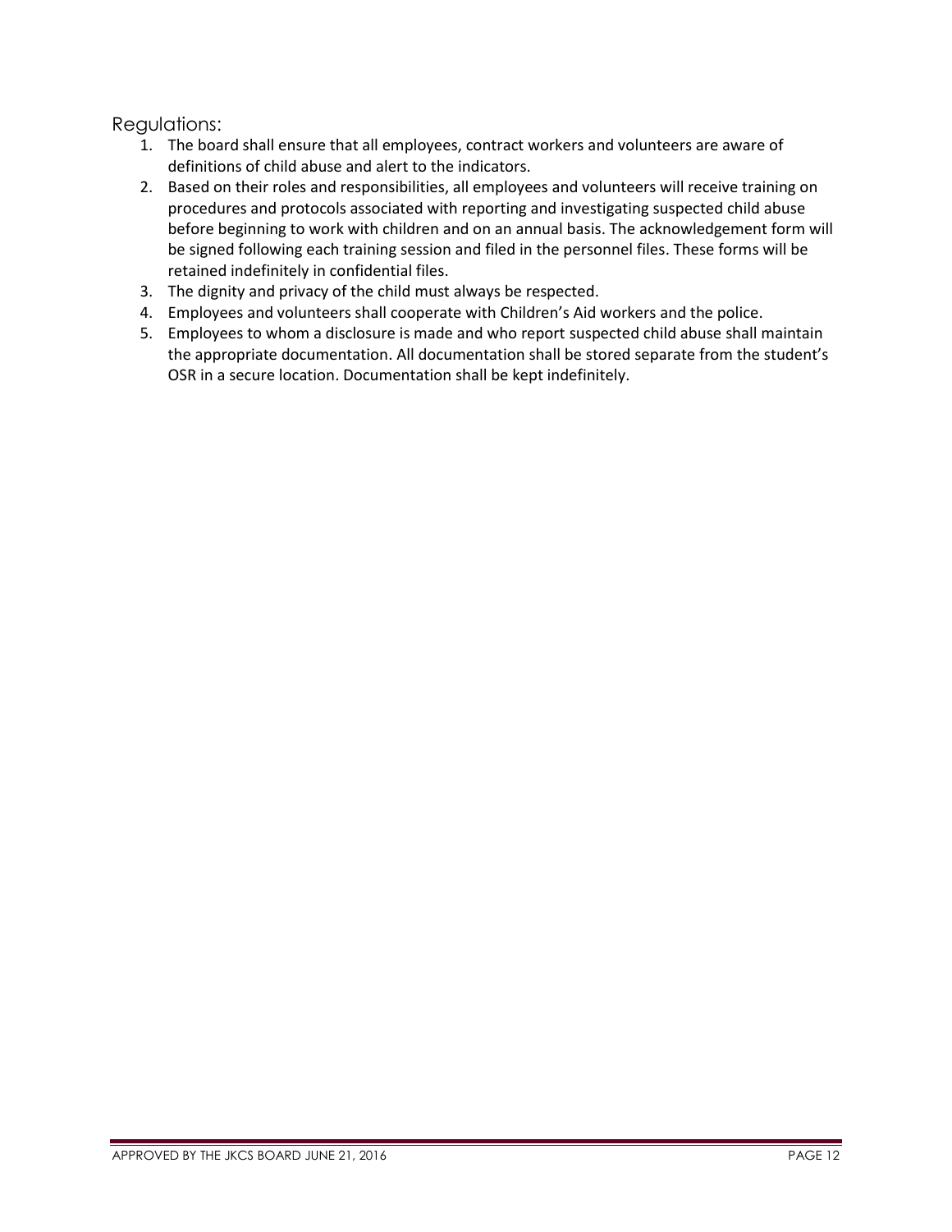## Regulations:

1. The board shall ensure that all employees, contract workers and volunteers are aware of definitions of child abuse and alert to the indicators.
2. Based on their roles and responsibilities, all employees and volunteers will receive training on procedures and protocols associated with reporting and investigating suspected child abuse before beginning to work with children and on an annual basis. The acknowledgement form will be signed following each training session and filed in the personnel files. These forms will be retained indefinitely in confidential files.
3. The dignity and privacy of the child must always be respected.
4. Employees and volunteers shall cooperate with Children's Aid workers and the police.
5. Employees to whom a disclosure is made and who report suspected child abuse shall maintain the appropriate documentation. All documentation shall be stored separate from the student's OSR in a secure location. Documentation shall be kept indefinitely.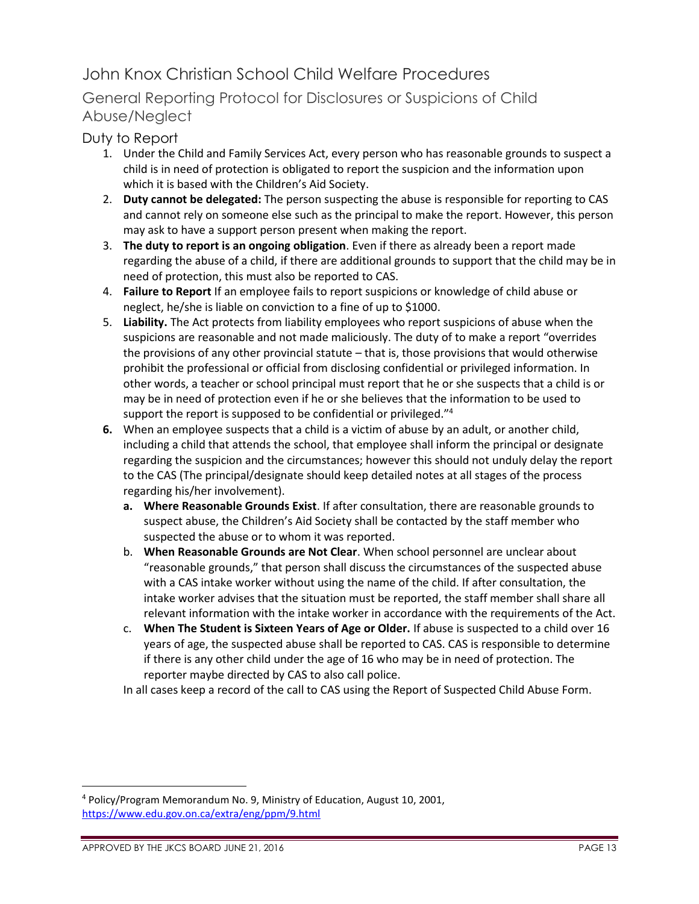# John Knox Christian School Child Welfare Procedures

## General Reporting Protocol for Disclosures or Suspicions of Child Abuse/Neglect

### Duty to Report

1. Under the Child and Family Services Act, every person who has reasonable grounds to suspect a child is in need of protection is obligated to report the suspicion and the information upon which it is based with the Children's Aid Society.
2. **Duty cannot be delegated:** The person suspecting the abuse is responsible for reporting to CAS and cannot rely on someone else such as the principal to make the report. However, this person may ask to have a support person present when making the report.
3. **The duty to report is an ongoing obligation**. Even if there as already been a report made regarding the abuse of a child, if there are additional grounds to support that the child may be in need of protection, this must also be reported to CAS.
4. **Failure to Report** If an employee fails to report suspicions or knowledge of child abuse or neglect, he/she is liable on conviction to a fine of up to $1000.
5. **Liability.** The Act protects from liability employees who report suspicions of abuse when the suspicions are reasonable and not made maliciously. The duty of to make a report "overrides the provisions of any other provincial statute – that is, those provisions that would otherwise prohibit the professional or official from disclosing confidential or privileged information. In other words, a teacher or school principal must report that he or she suspects that a child is or may be in need of protection even if he or she believes that the information to be used to support the report is supposed to be confidential or privileged."[4]
6. When an employee suspects that a child is a victim of abuse by an adult, or another child, including a child that attends the school, that employee shall inform the principal or designate regarding the suspicion and the circumstances; however this should not unduly delay the report to the CAS (The principal/designate should keep detailed notes at all stages of the process regarding his/her involvement).
   a. **Where Reasonable Grounds Exist**. If after consultation, there are reasonable grounds to suspect abuse, the Children's Aid Society shall be contacted by the staff member who suspected the abuse or to whom it was reported.
   b. **When Reasonable Grounds are Not Clear**. When school personnel are unclear about "reasonable grounds," that person shall discuss the circumstances of the suspected abuse with a CAS intake worker without using the name of the child. If after consultation, the intake worker advises that the situation must be reported, the staff member shall share all relevant information with the intake worker in accordance with the requirements of the Act.
   c. **When The Student is Sixteen Years of Age or Older.** If abuse is suspected to a child over 16 years of age, the suspected abuse shall be reported to CAS. CAS is responsible to determine if there is any other child under the age of 16 who may be in need of protection. The reporter maybe directed by CAS to also call police.

   In all cases keep a record of the call to CAS using the Report of Suspected Child Abuse Form.

---

[4] Policy/Program Memorandum No. 9, Ministry of Education, August 10, 2001, https://www.edu.gov.on.ca/extra/eng/ppm/9.html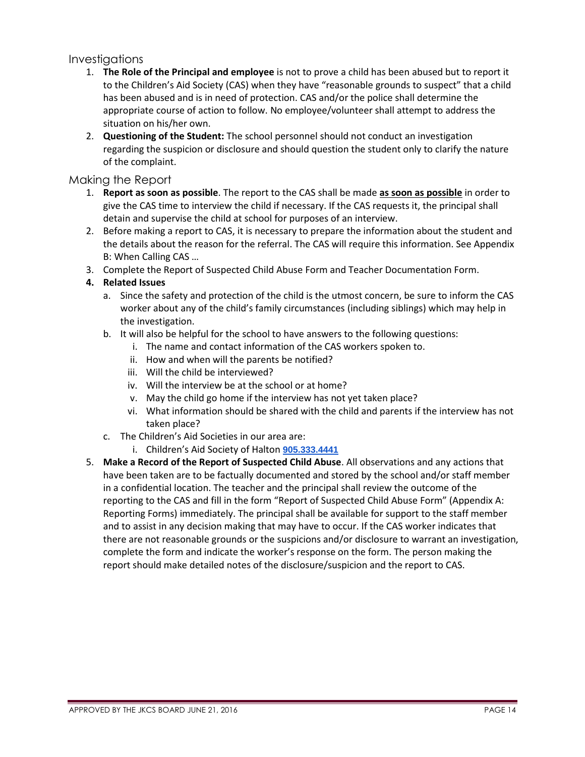## Investigations

1. **The Role of the Principal and employee** is not to prove a child has been abused but to report it to the Children's Aid Society (CAS) when they have "reasonable grounds to suspect" that a child has been abused and is in need of protection. CAS and/or the police shall determine the appropriate course of action to follow. No employee/volunteer shall attempt to address the situation on his/her own.
2. **Questioning of the Student:** The school personnel should not conduct an investigation regarding the suspicion or disclosure and should question the student only to clarify the nature of the complaint.

## Making the Report

1. **Report as soon as possible**. The report to the CAS shall be made **<u>as soon as possible</u>** in order to give the CAS time to interview the child if necessary. If the CAS requests it, the principal shall detain and supervise the child at school for purposes of an interview.
2. Before making a report to CAS, it is necessary to prepare the information about the student and the details about the reason for the referral. The CAS will require this information. See Appendix B: When Calling CAS …
3. Complete the Report of Suspected Child Abuse Form and Teacher Documentation Form.
4. **Related Issues**
   a. Since the safety and protection of the child is the utmost concern, be sure to inform the CAS worker about any of the child's family circumstances (including siblings) which may help in the investigation.
   b. It will also be helpful for the school to have answers to the following questions:
      i. The name and contact information of the CAS workers spoken to.
      ii. How and when will the parents be notified?
      iii. Will the child be interviewed?
      iv. Will the interview be at the school or at home?
      v. May the child go home if the interview has not yet taken place?
      vi. What information should be shared with the child and parents if the interview has not taken place?
   c. The Children's Aid Societies in our area are:
      i. Children's Aid Society of Halton 905.333.4441
5. **Make a Record of the Report of Suspected Child Abuse**. All observations and any actions that have been taken are to be factually documented and stored by the school and/or staff member in a confidential location. The teacher and the principal shall review the outcome of the reporting to the CAS and fill in the form "Report of Suspected Child Abuse Form" (Appendix A: Reporting Forms) immediately. The principal shall be available for support to the staff member and to assist in any decision making that may have to occur. If the CAS worker indicates that there are not reasonable grounds or the suspicions and/or disclosure to warrant an investigation, complete the form and indicate the worker's response on the form. The person making the report should make detailed notes of the disclosure/suspicion and the report to CAS.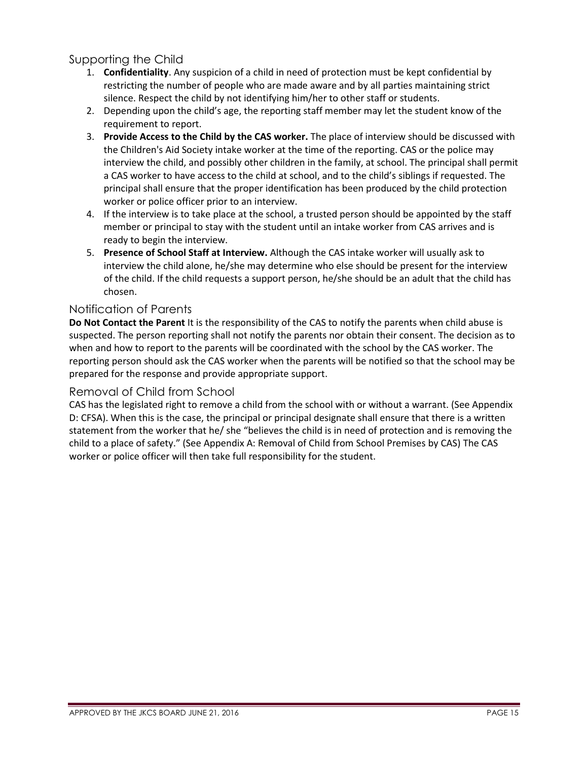## Supporting the Child

1. **Confidentiality**. Any suspicion of a child in need of protection must be kept confidential by restricting the number of people who are made aware and by all parties maintaining strict silence. Respect the child by not identifying him/her to other staff or students.
2. Depending upon the child's age, the reporting staff member may let the student know of the requirement to report.
3. **Provide Access to the Child by the CAS worker.** The place of interview should be discussed with the Children's Aid Society intake worker at the time of the reporting. CAS or the police may interview the child, and possibly other children in the family, at school. The principal shall permit a CAS worker to have access to the child at school, and to the child's siblings if requested. The principal shall ensure that the proper identification has been produced by the child protection worker or police officer prior to an interview.
4. If the interview is to take place at the school, a trusted person should be appointed by the staff member or principal to stay with the student until an intake worker from CAS arrives and is ready to begin the interview.
5. **Presence of School Staff at Interview.** Although the CAS intake worker will usually ask to interview the child alone, he/she may determine who else should be present for the interview of the child. If the child requests a support person, he/she should be an adult that the child has chosen.

## Notification of Parents

**Do Not Contact the Parent** It is the responsibility of the CAS to notify the parents when child abuse is suspected. The person reporting shall not notify the parents nor obtain their consent. The decision as to when and how to report to the parents will be coordinated with the school by the CAS worker. The reporting person should ask the CAS worker when the parents will be notified so that the school may be prepared for the response and provide appropriate support.

## Removal of Child from School

CAS has the legislated right to remove a child from the school with or without a warrant. (See Appendix D: CFSA). When this is the case, the principal or principal designate shall ensure that there is a written statement from the worker that he/ she "believes the child is in need of protection and is removing the child to a place of safety." (See Appendix A: Removal of Child from School Premises by CAS) The CAS worker or police officer will then take full responsibility for the student.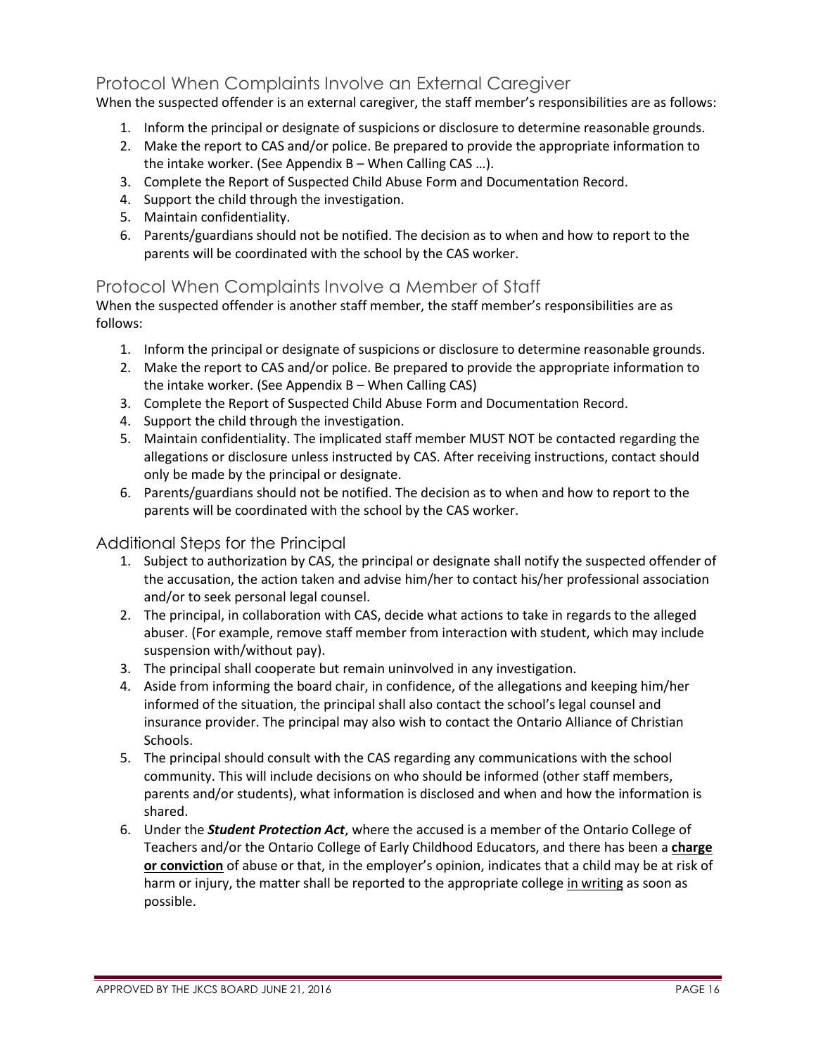## Protocol When Complaints Involve an External Caregiver

When the suspected offender is an external caregiver, the staff member's responsibilities are as follows:

1. Inform the principal or designate of suspicions or disclosure to determine reasonable grounds.
2. Make the report to CAS and/or police. Be prepared to provide the appropriate information to the intake worker. (See Appendix B – When Calling CAS …).
3. Complete the Report of Suspected Child Abuse Form and Documentation Record.
4. Support the child through the investigation.
5. Maintain confidentiality.
6. Parents/guardians should not be notified. The decision as to when and how to report to the parents will be coordinated with the school by the CAS worker.

## Protocol When Complaints Involve a Member of Staff

When the suspected offender is another staff member, the staff member's responsibilities are as follows:

1. Inform the principal or designate of suspicions or disclosure to determine reasonable grounds.
2. Make the report to CAS and/or police. Be prepared to provide the appropriate information to the intake worker. (See Appendix B – When Calling CAS)
3. Complete the Report of Suspected Child Abuse Form and Documentation Record.
4. Support the child through the investigation.
5. Maintain confidentiality. The implicated staff member MUST NOT be contacted regarding the allegations or disclosure unless instructed by CAS. After receiving instructions, contact should only be made by the principal or designate.
6. Parents/guardians should not be notified. The decision as to when and how to report to the parents will be coordinated with the school by the CAS worker.

### Additional Steps for the Principal

1. Subject to authorization by CAS, the principal or designate shall notify the suspected offender of the accusation, the action taken and advise him/her to contact his/her professional association and/or to seek personal legal counsel.
2. The principal, in collaboration with CAS, decide what actions to take in regards to the alleged abuser. (For example, remove staff member from interaction with student, which may include suspension with/without pay).
3. The principal shall cooperate but remain uninvolved in any investigation.
4. Aside from informing the board chair, in confidence, of the allegations and keeping him/her informed of the situation, the principal shall also contact the school's legal counsel and insurance provider. The principal may also wish to contact the Ontario Alliance of Christian Schools.
5. The principal should consult with the CAS regarding any communications with the school community. This will include decisions on who should be informed (other staff members, parents and/or students), what information is disclosed and when and how the information is shared.
6. Under the ***Student Protection Act***, where the accused is a member of the Ontario College of Teachers and/or the Ontario College of Early Childhood Educators, and there has been a **charge or conviction** of abuse or that, in the employer's opinion, indicates that a child may be at risk of harm or injury, the matter shall be reported to the appropriate college in writing as soon as possible.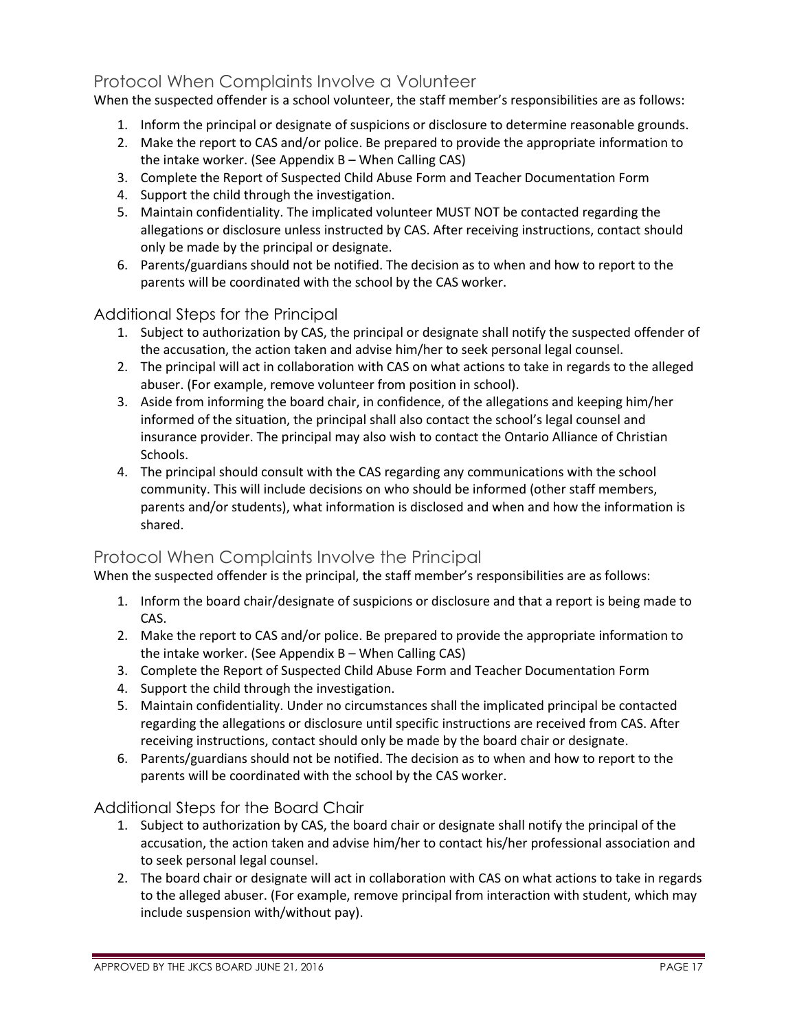## Protocol When Complaints Involve a Volunteer

When the suspected offender is a school volunteer, the staff member's responsibilities are as follows:

1. Inform the principal or designate of suspicions or disclosure to determine reasonable grounds.
2. Make the report to CAS and/or police. Be prepared to provide the appropriate information to the intake worker. (See Appendix B – When Calling CAS)
3. Complete the Report of Suspected Child Abuse Form and Teacher Documentation Form
4. Support the child through the investigation.
5. Maintain confidentiality. The implicated volunteer MUST NOT be contacted regarding the allegations or disclosure unless instructed by CAS. After receiving instructions, contact should only be made by the principal or designate.
6. Parents/guardians should not be notified. The decision as to when and how to report to the parents will be coordinated with the school by the CAS worker.

### Additional Steps for the Principal

1. Subject to authorization by CAS, the principal or designate shall notify the suspected offender of the accusation, the action taken and advise him/her to seek personal legal counsel.
2. The principal will act in collaboration with CAS on what actions to take in regards to the alleged abuser. (For example, remove volunteer from position in school).
3. Aside from informing the board chair, in confidence, of the allegations and keeping him/her informed of the situation, the principal shall also contact the school's legal counsel and insurance provider. The principal may also wish to contact the Ontario Alliance of Christian Schools.
4. The principal should consult with the CAS regarding any communications with the school community. This will include decisions on who should be informed (other staff members, parents and/or students), what information is disclosed and when and how the information is shared.

## Protocol When Complaints Involve the Principal

When the suspected offender is the principal, the staff member's responsibilities are as follows:

1. Inform the board chair/designate of suspicions or disclosure and that a report is being made to CAS.
2. Make the report to CAS and/or police. Be prepared to provide the appropriate information to the intake worker. (See Appendix B – When Calling CAS)
3. Complete the Report of Suspected Child Abuse Form and Teacher Documentation Form
4. Support the child through the investigation.
5. Maintain confidentiality. Under no circumstances shall the implicated principal be contacted regarding the allegations or disclosure until specific instructions are received from CAS. After receiving instructions, contact should only be made by the board chair or designate.
6. Parents/guardians should not be notified. The decision as to when and how to report to the parents will be coordinated with the school by the CAS worker.

### Additional Steps for the Board Chair

1. Subject to authorization by CAS, the board chair or designate shall notify the principal of the accusation, the action taken and advise him/her to contact his/her professional association and to seek personal legal counsel.
2. The board chair or designate will act in collaboration with CAS on what actions to take in regards to the alleged abuser. (For example, remove principal from interaction with student, which may include suspension with/without pay).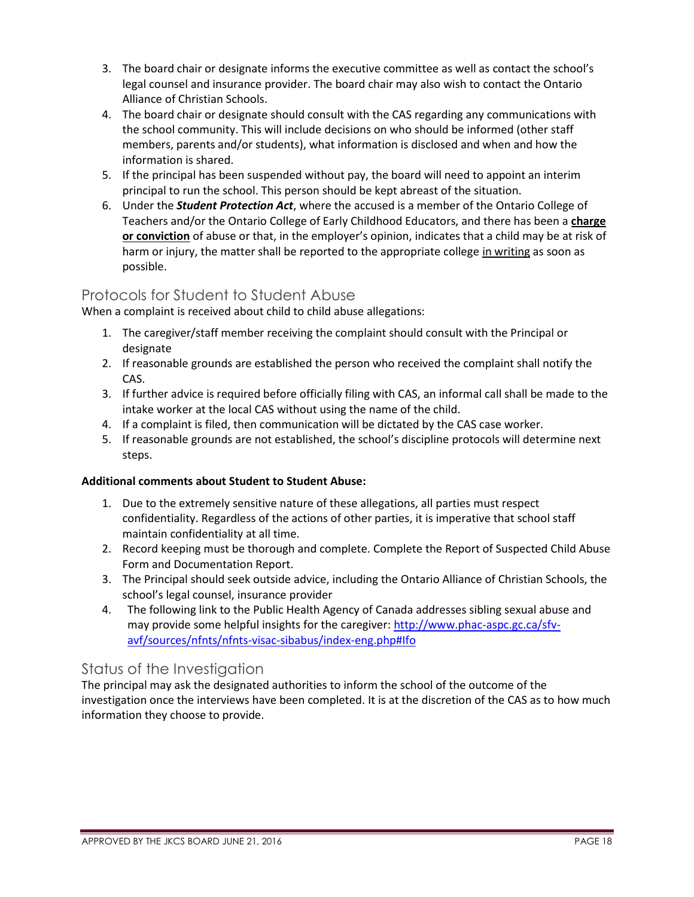3. The board chair or designate informs the executive committee as well as contact the school's legal counsel and insurance provider. The board chair may also wish to contact the Ontario Alliance of Christian Schools.
4. The board chair or designate should consult with the CAS regarding any communications with the school community. This will include decisions on who should be informed (other staff members, parents and/or students), what information is disclosed and when and how the information is shared.
5. If the principal has been suspended without pay, the board will need to appoint an interim principal to run the school. This person should be kept abreast of the situation.
6. Under the ***Student Protection Act***, where the accused is a member of the Ontario College of Teachers and/or the Ontario College of Early Childhood Educators, and there has been a <u>**charge or conviction**</u> of abuse or that, in the employer's opinion, indicates that a child may be at risk of harm or injury, the matter shall be reported to the appropriate college <u>in writing</u> as soon as possible.

## Protocols for Student to Student Abuse

When a complaint is received about child to child abuse allegations:

1. The caregiver/staff member receiving the complaint should consult with the Principal or designate
2. If reasonable grounds are established the person who received the complaint shall notify the CAS.
3. If further advice is required before officially filing with CAS, an informal call shall be made to the intake worker at the local CAS without using the name of the child.
4. If a complaint is filed, then communication will be dictated by the CAS case worker.
5. If reasonable grounds are not established, the school's discipline protocols will determine next steps.

**Additional comments about Student to Student Abuse:**

1. Due to the extremely sensitive nature of these allegations, all parties must respect confidentiality. Regardless of the actions of other parties, it is imperative that school staff maintain confidentiality at all time.
2. Record keeping must be thorough and complete. Complete the Report of Suspected Child Abuse Form and Documentation Report.
3. The Principal should seek outside advice, including the Ontario Alliance of Christian Schools, the school's legal counsel, insurance provider
4. The following link to the Public Health Agency of Canada addresses sibling sexual abuse and may provide some helpful insights for the caregiver: [http://www.phac-aspc.gc.ca/sfv-avf/sources/nfnts/nfnts-visac-sibabus/index-eng.php#Ifo](http://www.phac-aspc.gc.ca/sfv-avf/sources/nfnts/nfnts-visac-sibabus/index-eng.php#Ifo)

## Status of the Investigation

The principal may ask the designated authorities to inform the school of the outcome of the investigation once the interviews have been completed. It is at the discretion of the CAS as to how much information they choose to provide.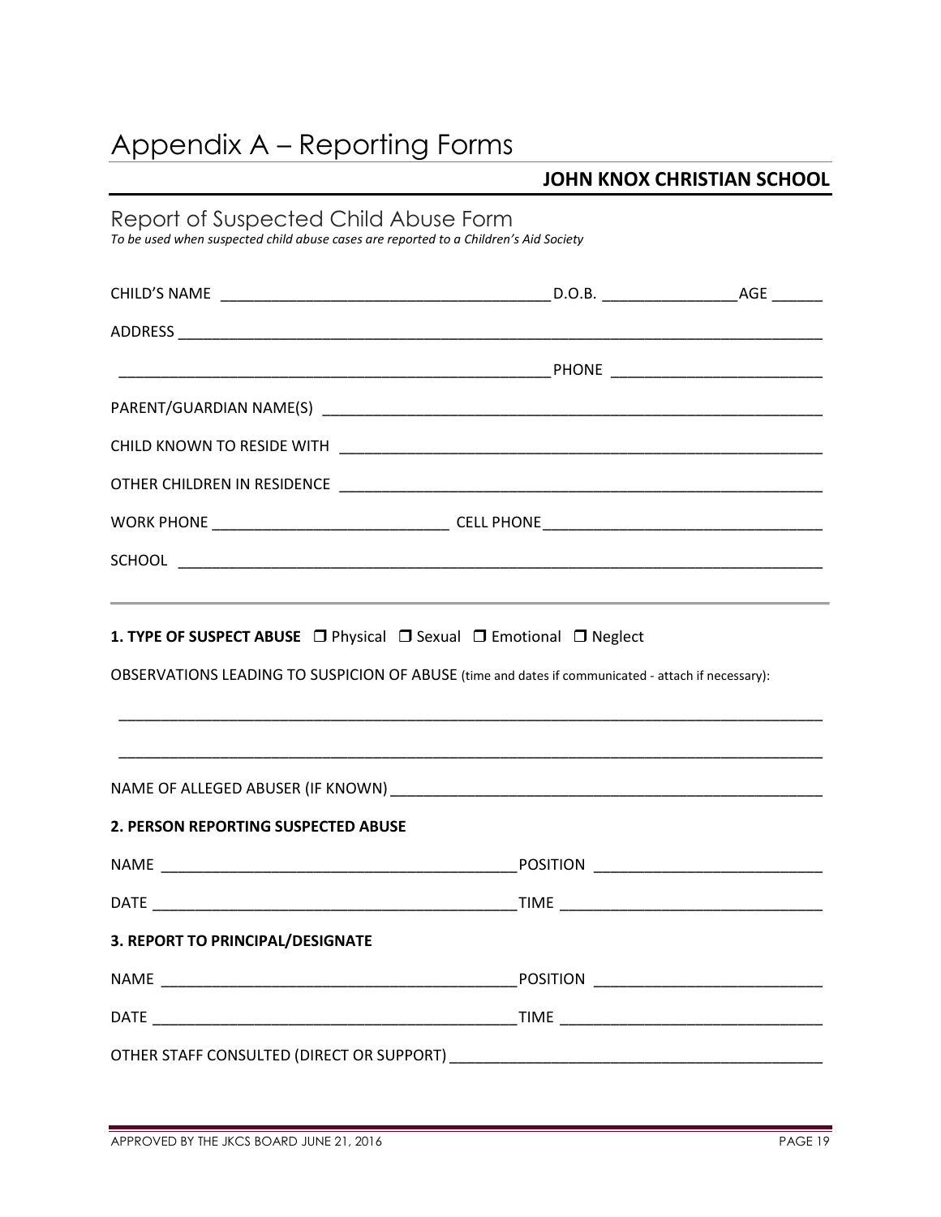# Appendix A – Reporting Forms

**JOHN KNOX CHRISTIAN SCHOOL**

## Report of Suspected Child Abuse Form

*To be used when suspected child abuse cases are reported to a Children's Aid Society*

CHILD'S NAME ______________________________________ D.O.B. ________________ AGE ______

ADDRESS ________________________________________________________________________________

__________________________________________________ PHONE ________________________

PARENT/GUARDIAN NAME(S) ____________________________________________________________

CHILD KNOWN TO RESIDE WITH __________________________________________________________

OTHER CHILDREN IN RESIDENCE _________________________________________________________

WORK PHONE ____________________________ CELL PHONE ________________________________

SCHOOL __________________________________________________________________________

**1. TYPE OF SUSPECT ABUSE** ❒ Physical ❒ Sexual ❒ Emotional ❒ Neglect

OBSERVATIONS LEADING TO SUSPICION OF ABUSE (time and dates if communicated - attach if necessary):

________________________________________________________________________________

________________________________________________________________________________

NAME OF ALLEGED ABUSER (IF KNOWN) ____________________________________________________

**2. PERSON REPORTING SUSPECTED ABUSE**

NAME __________________________________________ POSITION __________________________

DATE __________________________________________ TIME ______________________________

**3. REPORT TO PRINCIPAL/DESIGNATE**

NAME __________________________________________ POSITION __________________________

DATE __________________________________________ TIME ______________________________

OTHER STAFF CONSULTED (DIRECT OR SUPPORT) __________________________________________

APPROVED BY THE JKCS BOARD JUNE 21, 2016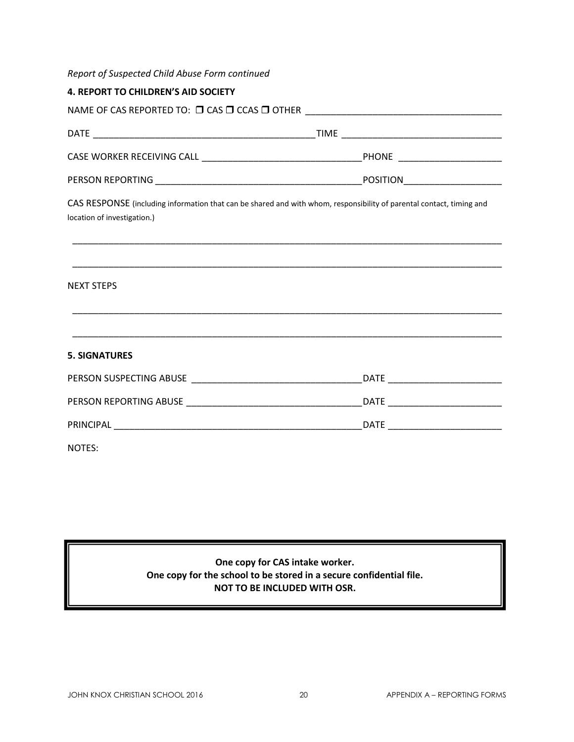*Report of Suspected Child Abuse Form continued*

**4. REPORT TO CHILDREN'S AID SOCIETY**

NAME OF CAS REPORTED TO: ❒ CAS ❒ CCAS ❒ OTHER ______________________________________

DATE ___________________________________________ TIME _______________________________

CASE WORKER RECEIVING CALL _______________________________ PHONE ___________________

PERSON REPORTING _______________________________________ POSITION__________________

CAS RESPONSE (including information that can be shared and with whom, responsibility of parental contact, timing and location of investigation.)

_____________________________________________________________________________________

_____________________________________________________________________________________

NEXT STEPS

_____________________________________________________________________________________

_____________________________________________________________________________________

**5. SIGNATURES**

PERSON SUSPECTING ABUSE ________________________________ DATE _____________________

PERSON REPORTING ABUSE _________________________________ DATE _____________________

PRINCIPAL _______________________________________________ DATE _____________________

NOTES:

**One copy for CAS intake worker.**
**One copy for the school to be stored in a secure confidential file.**
**NOT TO BE INCLUDED WITH OSR.**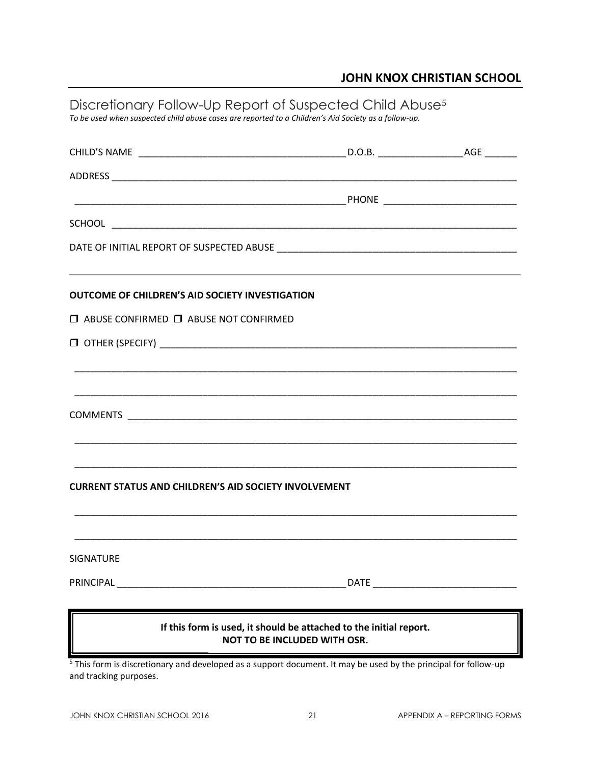## JOHN KNOX CHRISTIAN SCHOOL

# Discretionary Follow-Up Report of Suspected Child Abuse[5]

*To be used when suspected child abuse cases are reported to a Children's Aid Society as a follow-up.*

CHILD'S NAME ______________________________________ D.O.B. ________________ AGE ______

ADDRESS ___________________________________________________________________________

___________________________________________________ PHONE ________________________

SCHOOL ____________________________________________________________________________

DATE OF INITIAL REPORT OF SUSPECTED ABUSE _____________________________________________

---

**OUTCOME OF CHILDREN'S AID SOCIETY INVESTIGATION**

❒ ABUSE CONFIRMED ❒ ABUSE NOT CONFIRMED

❒ OTHER (SPECIFY) _________________________________________________________________

___________________________________________________________________________________

___________________________________________________________________________________

COMMENTS _________________________________________________________________________

___________________________________________________________________________________

___________________________________________________________________________________

**CURRENT STATUS AND CHILDREN'S AID SOCIETY INVOLVEMENT**

___________________________________________________________________________________

___________________________________________________________________________________

SIGNATURE

PRINCIPAL ___________________________________________ DATE __________________________

**If this form is used, it should be attached to the initial report.**
**NOT TO BE INCLUDED WITH OSR.**

[5] This form is discretionary and developed as a support document. It may be used by the principal for follow-up and tracking purposes.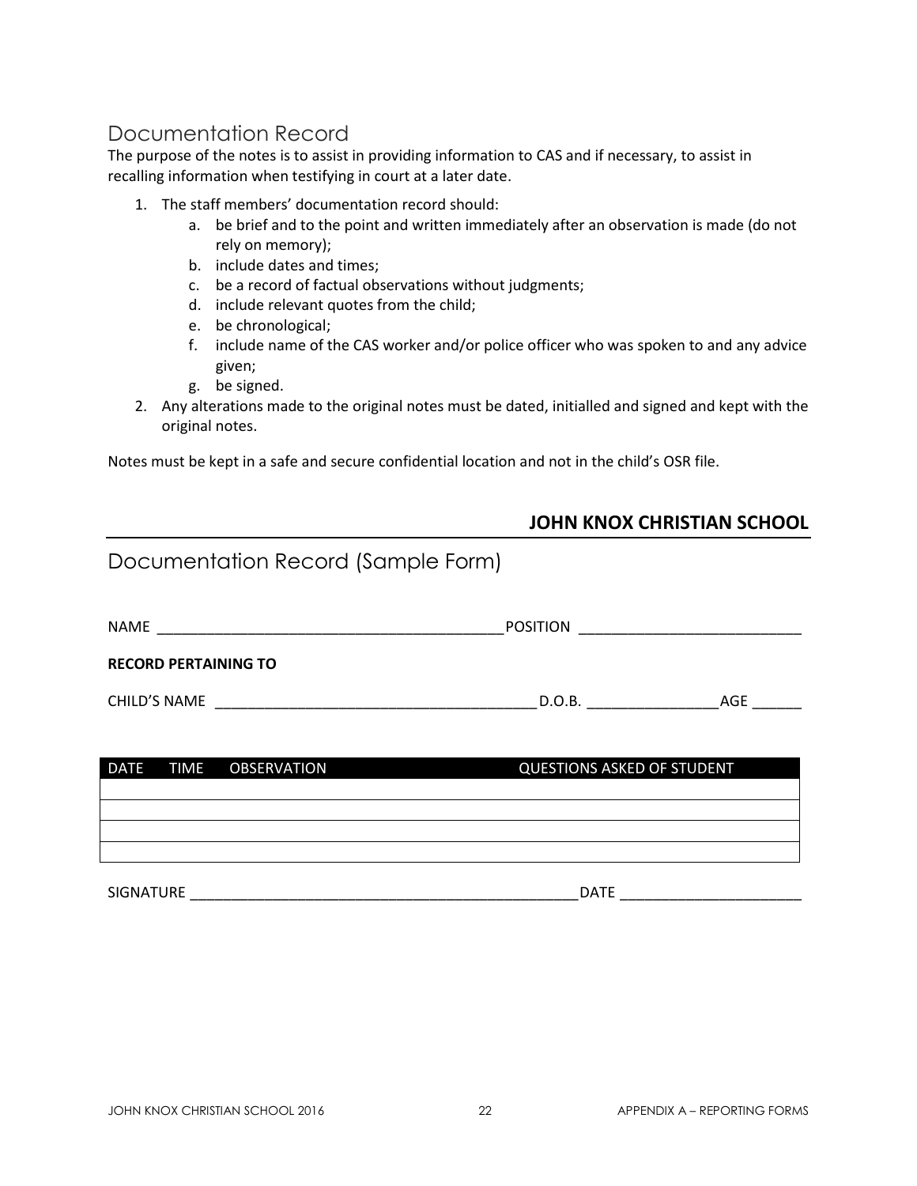## Documentation Record

The purpose of the notes is to assist in providing information to CAS and if necessary, to assist in recalling information when testifying in court at a later date.

1. The staff members' documentation record should:
   a. be brief and to the point and written immediately after an observation is made (do not rely on memory);
   b. include dates and times;
   c. be a record of factual observations without judgments;
   d. include relevant quotes from the child;
   e. be chronological;
   f. include name of the CAS worker and/or police officer who was spoken to and any advice given;
   g. be signed.
2. Any alterations made to the original notes must be dated, initialled and signed and kept with the original notes.

Notes must be kept in a safe and secure confidential location and not in the child's OSR file.

**JOHN KNOX CHRISTIAN SCHOOL**

## Documentation Record (Sample Form)

NAME ___________________________________________ POSITION ___________________________

**RECORD PERTAINING TO**

CHILD'S NAME _______________________________________ D.O.B. ________________ AGE ______

| DATE | TIME | OBSERVATION | QUESTIONS ASKED OF STUDENT |
| --- | --- | --- | --- |
| | | | |
| | | | |
| | | | |
| | | | |

SIGNATURE __________________________________________________ DATE ______________________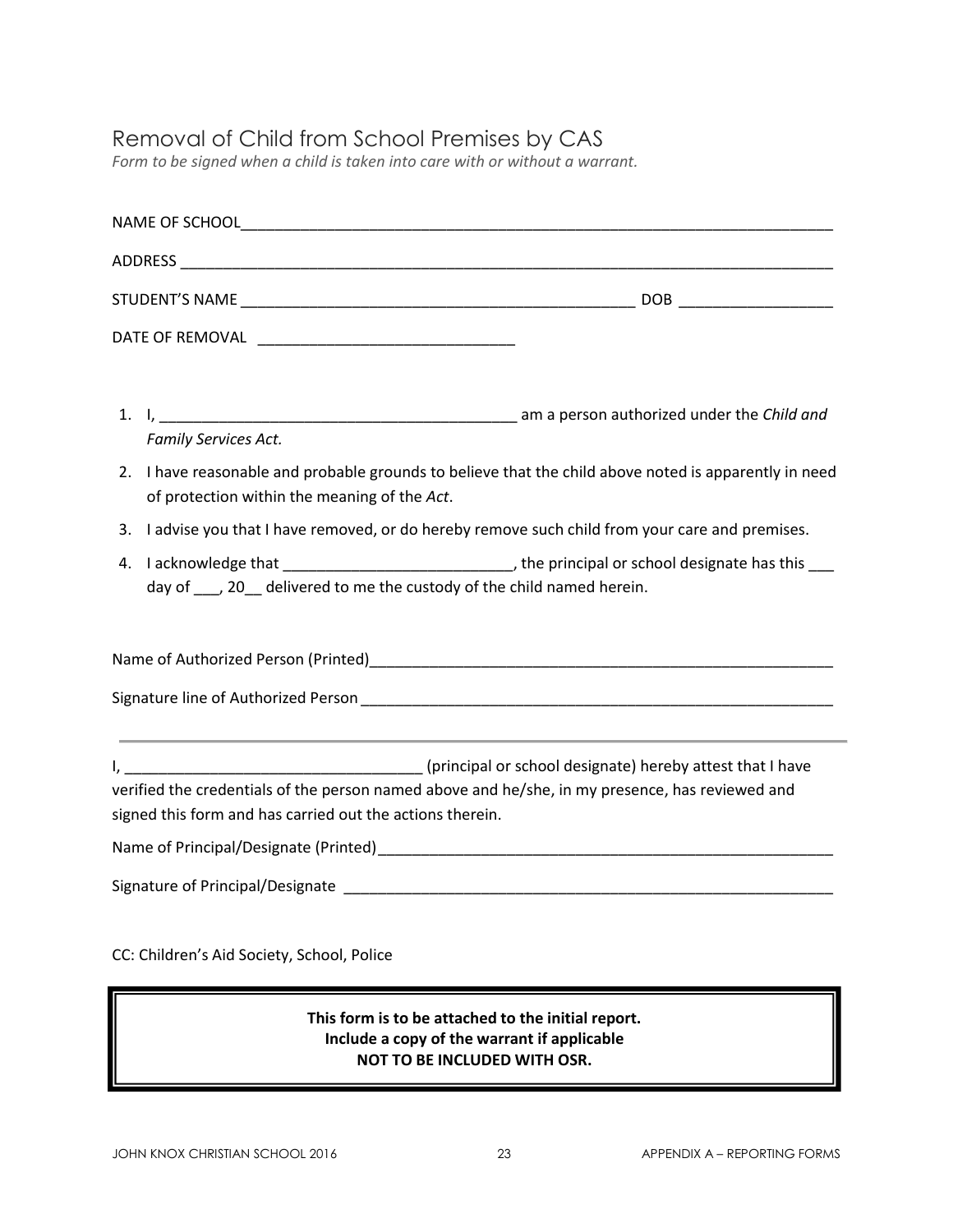# Removal of Child from School Premises by CAS

*Form to be signed when a child is taken into care with or without a warrant.*

NAME OF SCHOOL_________________________________________________________________________

ADDRESS ______________________________________________________________________________

STUDENT'S NAME ___________________________________________ DOB _________________

DATE OF REMOVAL _____________________________

1. I, ________________________________________ am a person authorized under the *Child and Family Services Act.*
2. I have reasonable and probable grounds to believe that the child above noted is apparently in need of protection within the meaning of the *Act*.
3. I advise you that I have removed, or do hereby remove such child from your care and premises.
4. I acknowledge that _________________________, the principal or school designate has this ___ day of ___, 20__ delivered to me the custody of the child named herein.

Name of Authorized Person (Printed)______________________________________________________

Signature line of Authorized Person ______________________________________________________

---

I, _________________________________ (principal or school designate) hereby attest that I have verified the credentials of the person named above and he/she, in my presence, has reviewed and signed this form and has carried out the actions therein.

Name of Principal/Designate (Printed)_____________________________________________________

Signature of Principal/Designate ________________________________________________________

CC: Children's Aid Society, School, Police

**This form is to be attached to the initial report.**
**Include a copy of the warrant if applicable**
**NOT TO BE INCLUDED WITH OSR.**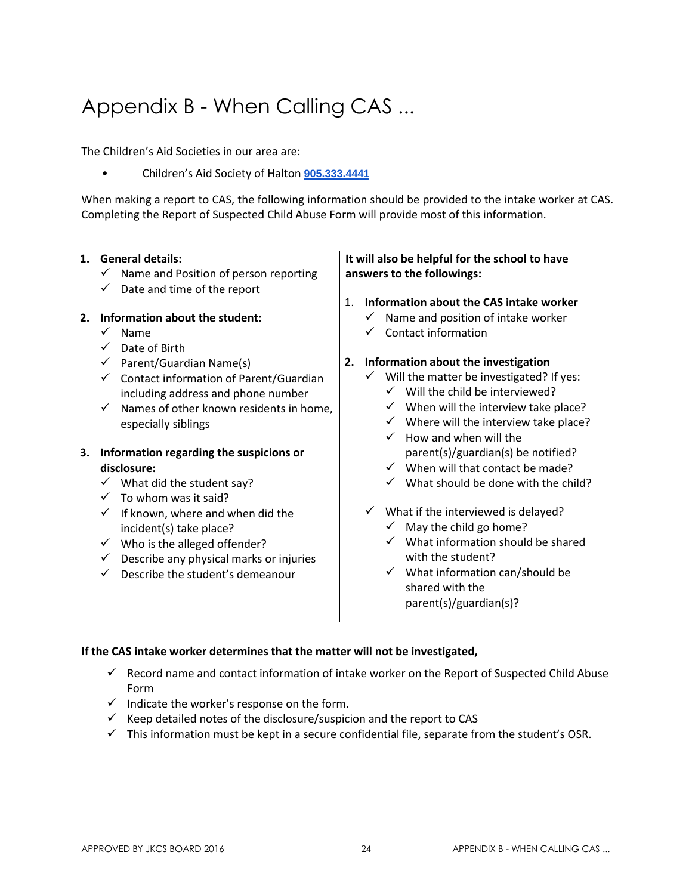# Appendix B - When Calling CAS ...

The Children's Aid Societies in our area are:

- Children's Aid Society of Halton **905.333.4441**

When making a report to CAS, the following information should be provided to the intake worker at CAS. Completing the Report of Suspected Child Abuse Form will provide most of this information.

1. **General details:**
   - ✓ Name and Position of person reporting
   - ✓ Date and time of the report

2. **Information about the student:**
   - ✓ Name
   - ✓ Date of Birth
   - ✓ Parent/Guardian Name(s)
   - ✓ Contact information of Parent/Guardian including address and phone number
   - ✓ Names of other known residents in home, especially siblings

3. **Information regarding the suspicions or disclosure:**
   - ✓ What did the student say?
   - ✓ To whom was it said?
   - ✓ If known, where and when did the incident(s) take place?
   - ✓ Who is the alleged offender?
   - ✓ Describe any physical marks or injuries
   - ✓ Describe the student's demeanour

**It will also be helpful for the school to have answers to the followings:**

1. **Information about the CAS intake worker**
   - ✓ Name and position of intake worker
   - ✓ Contact information

2. **Information about the investigation**
   - ✓ Will the matter be investigated? If yes:
     - ✓ Will the child be interviewed?
     - ✓ When will the interview take place?
     - ✓ Where will the interview take place?
     - ✓ How and when will the parent(s)/guardian(s) be notified?
     - ✓ When will that contact be made?
     - ✓ What should be done with the child?
   - ✓ What if the interviewed is delayed?
     - ✓ May the child go home?
     - ✓ What information should be shared with the student?
     - ✓ What information can/should be shared with the parent(s)/guardian(s)?

**If the CAS intake worker determines that the matter will not be investigated,**

- ✓ Record name and contact information of intake worker on the Report of Suspected Child Abuse Form
- ✓ Indicate the worker's response on the form.
- ✓ Keep detailed notes of the disclosure/suspicion and the report to CAS
- ✓ This information must be kept in a secure confidential file, separate from the student's OSR.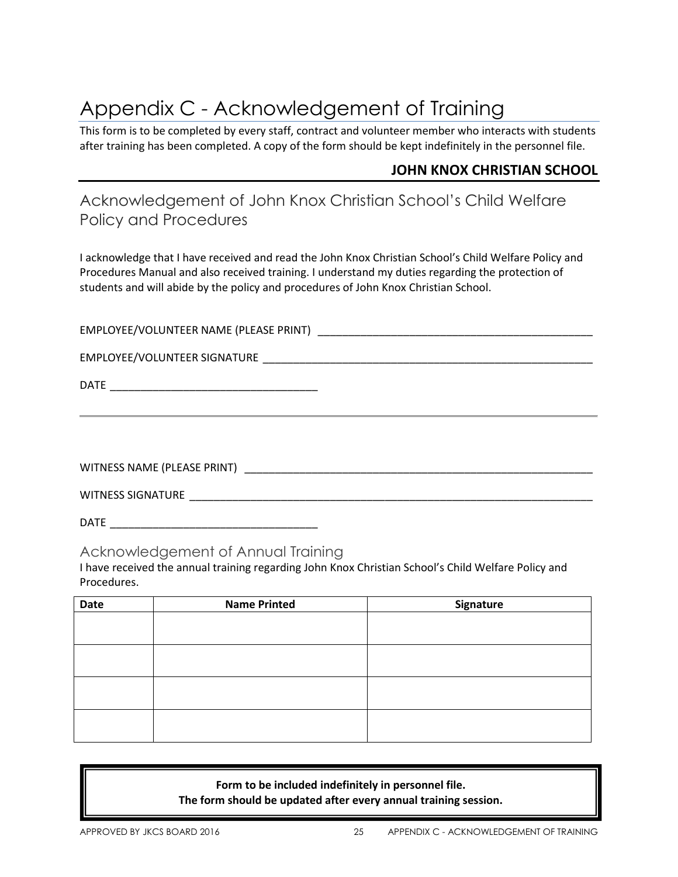# Appendix C - Acknowledgement of Training

This form is to be completed by every staff, contract and volunteer member who interacts with students after training has been completed. A copy of the form should be kept indefinitely in the personnel file.

**JOHN KNOX CHRISTIAN SCHOOL**

## Acknowledgement of John Knox Christian School's Child Welfare Policy and Procedures

I acknowledge that I have received and read the John Knox Christian School's Child Welfare Policy and Procedures Manual and also received training. I understand my duties regarding the protection of students and will abide by the policy and procedures of John Knox Christian School.

EMPLOYEE/VOLUNTEER NAME (PLEASE PRINT) _______________________________________________

EMPLOYEE/VOLUNTEER SIGNATURE _________________________________________________________

DATE ___________________________________

---

WITNESS NAME (PLEASE PRINT) ___________________________________________________________

WITNESS SIGNATURE _____________________________________________________________________

DATE ___________________________________

### Acknowledgement of Annual Training

I have received the annual training regarding John Knox Christian School's Child Welfare Policy and Procedures.

| Date | Name Printed | Signature |
|---|---|---|
| | | |
| | | |
| | | |
| | | |

**Form to be included indefinitely in personnel file.**
**The form should be updated after every annual training session.**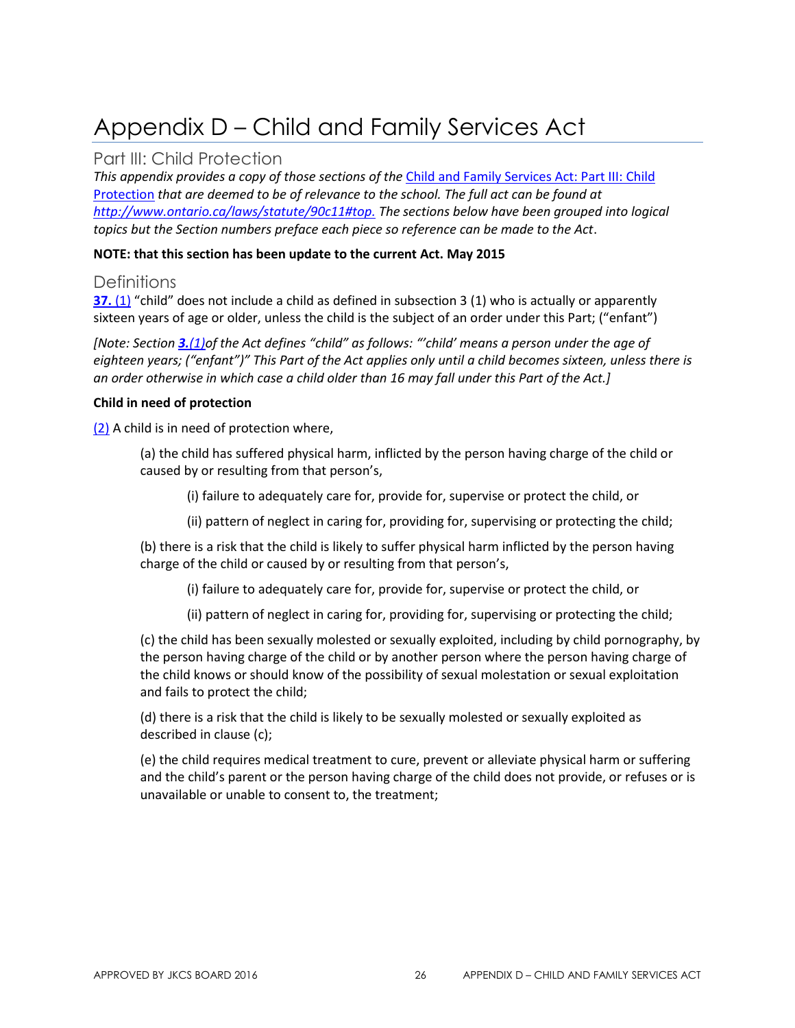# Appendix D – Child and Family Services Act

## Part III: Child Protection

*This appendix provides a copy of those sections of the* [Child and Family Services Act: Part III: Child Protection](http://www.ontario.ca/laws/statute/90c11#top) *that are deemed to be of relevance to the school. The full act can be found at* *http://www.ontario.ca/laws/statute/90c11#top.* *The sections below have been grouped into logical topics but the Section numbers preface each piece so reference can be made to the Act*.

**NOTE: that this section has been update to the current Act. May 2015**

## Definitions

**37.** (1) "child" does not include a child as defined in subsection 3 (1) who is actually or apparently sixteen years of age or older, unless the child is the subject of an order under this Part; ("enfant")

*[Note: Section* ***3.(1)*** *of the Act defines "child" as follows: "'child' means a person under the age of eighteen years; ("enfant")" This Part of the Act applies only until a child becomes sixteen, unless there is an order otherwise in which case a child older than 16 may fall under this Part of the Act.]*

**Child in need of protection**

(2) A child is in need of protection where,

(a) the child has suffered physical harm, inflicted by the person having charge of the child or caused by or resulting from that person's,

(i) failure to adequately care for, provide for, supervise or protect the child, or

(ii) pattern of neglect in caring for, providing for, supervising or protecting the child;

(b) there is a risk that the child is likely to suffer physical harm inflicted by the person having charge of the child or caused by or resulting from that person's,

(i) failure to adequately care for, provide for, supervise or protect the child, or

(ii) pattern of neglect in caring for, providing for, supervising or protecting the child;

(c) the child has been sexually molested or sexually exploited, including by child pornography, by the person having charge of the child or by another person where the person having charge of the child knows or should know of the possibility of sexual molestation or sexual exploitation and fails to protect the child;

(d) there is a risk that the child is likely to be sexually molested or sexually exploited as described in clause (c);

(e) the child requires medical treatment to cure, prevent or alleviate physical harm or suffering and the child's parent or the person having charge of the child does not provide, or refuses or is unavailable or unable to consent to, the treatment;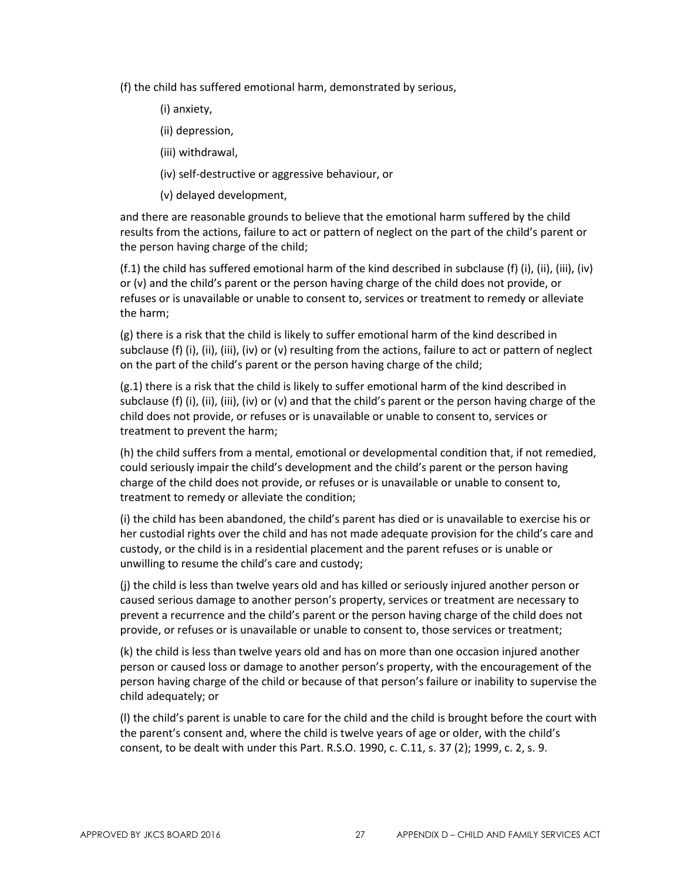(f) the child has suffered emotional harm, demonstrated by serious,

(i) anxiety,

(ii) depression,

(iii) withdrawal,

(iv) self-destructive or aggressive behaviour, or

(v) delayed development,

and there are reasonable grounds to believe that the emotional harm suffered by the child results from the actions, failure to act or pattern of neglect on the part of the child's parent or the person having charge of the child;

(f.1) the child has suffered emotional harm of the kind described in subclause (f) (i), (ii), (iii), (iv) or (v) and the child's parent or the person having charge of the child does not provide, or refuses or is unavailable or unable to consent to, services or treatment to remedy or alleviate the harm;

(g) there is a risk that the child is likely to suffer emotional harm of the kind described in subclause (f) (i), (ii), (iii), (iv) or (v) resulting from the actions, failure to act or pattern of neglect on the part of the child's parent or the person having charge of the child;

(g.1) there is a risk that the child is likely to suffer emotional harm of the kind described in subclause (f) (i), (ii), (iii), (iv) or (v) and that the child's parent or the person having charge of the child does not provide, or refuses or is unavailable or unable to consent to, services or treatment to prevent the harm;

(h) the child suffers from a mental, emotional or developmental condition that, if not remedied, could seriously impair the child's development and the child's parent or the person having charge of the child does not provide, or refuses or is unavailable or unable to consent to, treatment to remedy or alleviate the condition;

(i) the child has been abandoned, the child's parent has died or is unavailable to exercise his or her custodial rights over the child and has not made adequate provision for the child's care and custody, or the child is in a residential placement and the parent refuses or is unable or unwilling to resume the child's care and custody;

(j) the child is less than twelve years old and has killed or seriously injured another person or caused serious damage to another person's property, services or treatment are necessary to prevent a recurrence and the child's parent or the person having charge of the child does not provide, or refuses or is unavailable or unable to consent to, those services or treatment;

(k) the child is less than twelve years old and has on more than one occasion injured another person or caused loss or damage to another person's property, with the encouragement of the person having charge of the child or because of that person's failure or inability to supervise the child adequately; or

(l) the child's parent is unable to care for the child and the child is brought before the court with the parent's consent and, where the child is twelve years of age or older, with the child's consent, to be dealt with under this Part. R.S.O. 1990, c. C.11, s. 37 (2); 1999, c. 2, s. 9.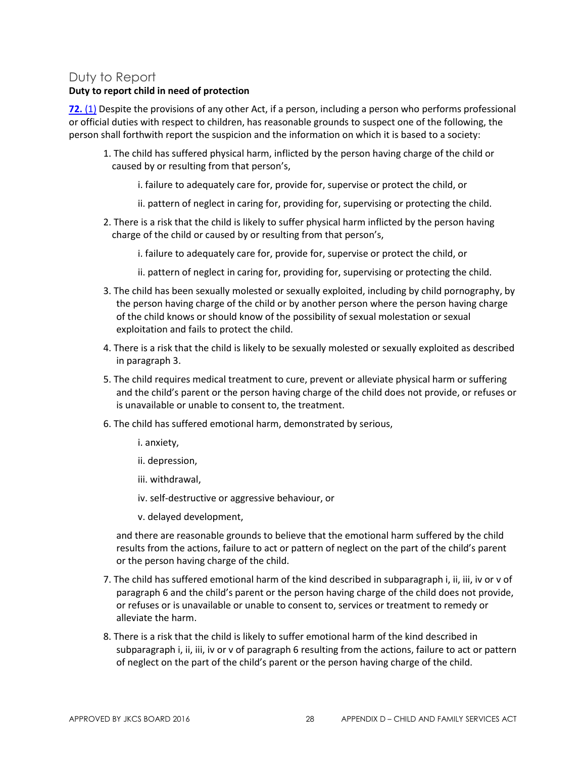## Duty to Report

**Duty to report child in need of protection**

**72.** (1) Despite the provisions of any other Act, if a person, including a person who performs professional or official duties with respect to children, has reasonable grounds to suspect one of the following, the person shall forthwith report the suspicion and the information on which it is based to a society:

1. The child has suffered physical harm, inflicted by the person having charge of the child or caused by or resulting from that person's,

   i. failure to adequately care for, provide for, supervise or protect the child, or

   ii. pattern of neglect in caring for, providing for, supervising or protecting the child.

2. There is a risk that the child is likely to suffer physical harm inflicted by the person having charge of the child or caused by or resulting from that person's,

   i. failure to adequately care for, provide for, supervise or protect the child, or

   ii. pattern of neglect in caring for, providing for, supervising or protecting the child.

3. The child has been sexually molested or sexually exploited, including by child pornography, by the person having charge of the child or by another person where the person having charge of the child knows or should know of the possibility of sexual molestation or sexual exploitation and fails to protect the child.

4. There is a risk that the child is likely to be sexually molested or sexually exploited as described in paragraph 3.

5. The child requires medical treatment to cure, prevent or alleviate physical harm or suffering and the child's parent or the person having charge of the child does not provide, or refuses or is unavailable or unable to consent to, the treatment.

6. The child has suffered emotional harm, demonstrated by serious,

   i. anxiety,

   ii. depression,

   iii. withdrawal,

   iv. self-destructive or aggressive behaviour, or

   v. delayed development,

   and there are reasonable grounds to believe that the emotional harm suffered by the child results from the actions, failure to act or pattern of neglect on the part of the child's parent or the person having charge of the child.

7. The child has suffered emotional harm of the kind described in subparagraph i, ii, iii, iv or v of paragraph 6 and the child's parent or the person having charge of the child does not provide, or refuses or is unavailable or unable to consent to, services or treatment to remedy or alleviate the harm.

8. There is a risk that the child is likely to suffer emotional harm of the kind described in subparagraph i, ii, iii, iv or v of paragraph 6 resulting from the actions, failure to act or pattern of neglect on the part of the child's parent or the person having charge of the child.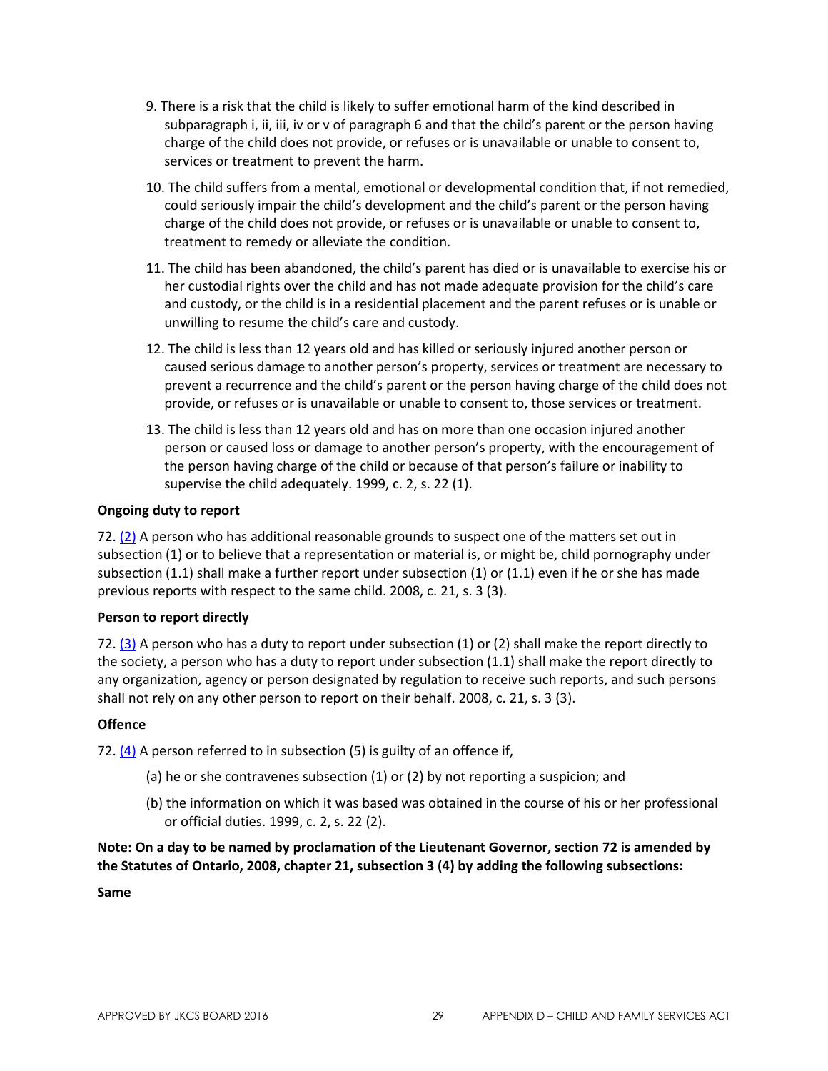9. There is a risk that the child is likely to suffer emotional harm of the kind described in subparagraph i, ii, iii, iv or v of paragraph 6 and that the child's parent or the person having charge of the child does not provide, or refuses or is unavailable or unable to consent to, services or treatment to prevent the harm.

10. The child suffers from a mental, emotional or developmental condition that, if not remedied, could seriously impair the child's development and the child's parent or the person having charge of the child does not provide, or refuses or is unavailable or unable to consent to, treatment to remedy or alleviate the condition.

11. The child has been abandoned, the child's parent has died or is unavailable to exercise his or her custodial rights over the child and has not made adequate provision for the child's care and custody, or the child is in a residential placement and the parent refuses or is unable or unwilling to resume the child's care and custody.

12. The child is less than 12 years old and has killed or seriously injured another person or caused serious damage to another person's property, services or treatment are necessary to prevent a recurrence and the child's parent or the person having charge of the child does not provide, or refuses or is unavailable or unable to consent to, those services or treatment.

13. The child is less than 12 years old and has on more than one occasion injured another person or caused loss or damage to another person's property, with the encouragement of the person having charge of the child or because of that person's failure or inability to supervise the child adequately. 1999, c. 2, s. 22 (1).

**Ongoing duty to report**

72. (2) A person who has additional reasonable grounds to suspect one of the matters set out in subsection (1) or to believe that a representation or material is, or might be, child pornography under subsection (1.1) shall make a further report under subsection (1) or (1.1) even if he or she has made previous reports with respect to the same child. 2008, c. 21, s. 3 (3).

**Person to report directly**

72. (3) A person who has a duty to report under subsection (1) or (2) shall make the report directly to the society, a person who has a duty to report under subsection (1.1) shall make the report directly to any organization, agency or person designated by regulation to receive such reports, and such persons shall not rely on any other person to report on their behalf. 2008, c. 21, s. 3 (3).

**Offence**

72. (4) A person referred to in subsection (5) is guilty of an offence if,

(a) he or she contravenes subsection (1) or (2) by not reporting a suspicion; and

(b) the information on which it was based was obtained in the course of his or her professional or official duties. 1999, c. 2, s. 22 (2).

**Note: On a day to be named by proclamation of the Lieutenant Governor, section 72 is amended by the Statutes of Ontario, 2008, chapter 21, subsection 3 (4) by adding the following subsections:**

**Same**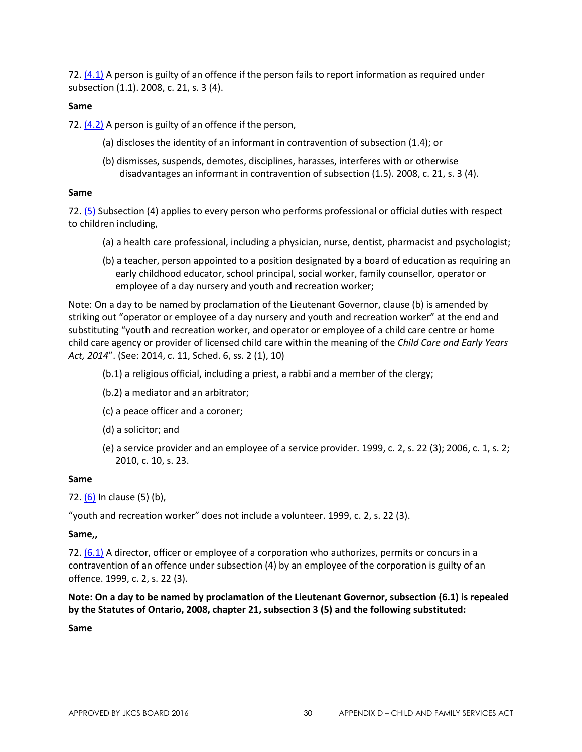72. [(4.1)] A person is guilty of an offence if the person fails to report information as required under subsection (1.1). 2008, c. 21, s. 3 (4).

**Same**

72. [(4.2)] A person is guilty of an offence if the person,

(a) discloses the identity of an informant in contravention of subsection (1.4); or

(b) dismisses, suspends, demotes, disciplines, harasses, interferes with or otherwise disadvantages an informant in contravention of subsection (1.5). 2008, c. 21, s. 3 (4).

**Same**

72. [(5)] Subsection (4) applies to every person who performs professional or official duties with respect to children including,

(a) a health care professional, including a physician, nurse, dentist, pharmacist and psychologist;

(b) a teacher, person appointed to a position designated by a board of education as requiring an early childhood educator, school principal, social worker, family counsellor, operator or employee of a day nursery and youth and recreation worker;

Note: On a day to be named by proclamation of the Lieutenant Governor, clause (b) is amended by striking out "operator or employee of a day nursery and youth and recreation worker" at the end and substituting "youth and recreation worker, and operator or employee of a child care centre or home child care agency or provider of licensed child care within the meaning of the *Child Care and Early Years Act, 2014*". (See: 2014, c. 11, Sched. 6, ss. 2 (1), 10)

(b.1) a religious official, including a priest, a rabbi and a member of the clergy;

(b.2) a mediator and an arbitrator;

(c) a peace officer and a coroner;

(d) a solicitor; and

(e) a service provider and an employee of a service provider. 1999, c. 2, s. 22 (3); 2006, c. 1, s. 2; 2010, c. 10, s. 23.

**Same**

72. [(6)] In clause (5) (b),

"youth and recreation worker" does not include a volunteer. 1999, c. 2, s. 22 (3).

**Same,,**

72. [(6.1)] A director, officer or employee of a corporation who authorizes, permits or concurs in a contravention of an offence under subsection (4) by an employee of the corporation is guilty of an offence. 1999, c. 2, s. 22 (3).

**Note: On a day to be named by proclamation of the Lieutenant Governor, subsection (6.1) is repealed by the Statutes of Ontario, 2008, chapter 21, subsection 3 (5) and the following substituted:**

**Same**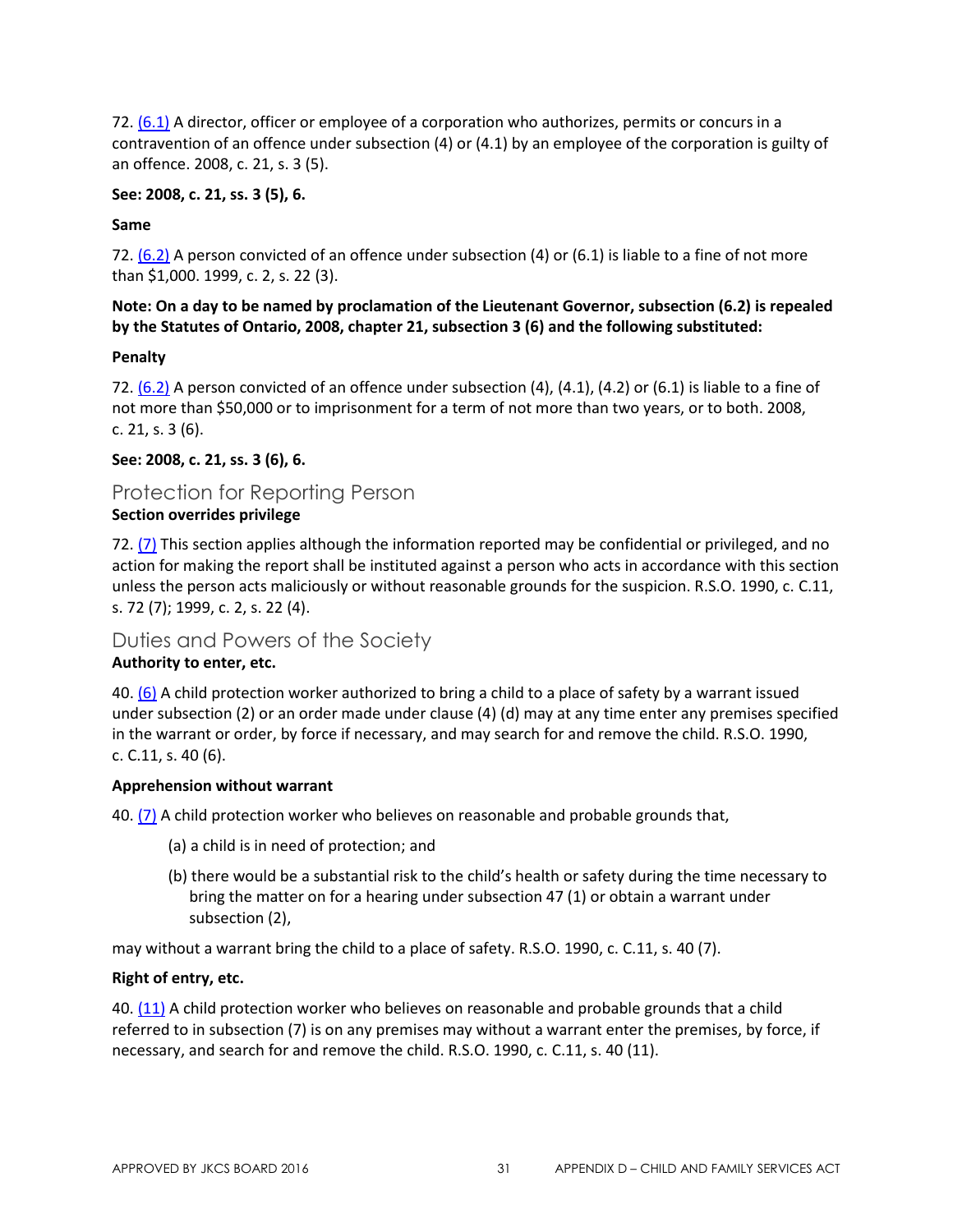72. (6.1) A director, officer or employee of a corporation who authorizes, permits or concurs in a contravention of an offence under subsection (4) or (4.1) by an employee of the corporation is guilty of an offence. 2008, c. 21, s. 3 (5).

**See: 2008, c. 21, ss. 3 (5), 6.**

**Same**

72. (6.2) A person convicted of an offence under subsection (4) or (6.1) is liable to a fine of not more than $1,000. 1999, c. 2, s. 22 (3).

**Note: On a day to be named by proclamation of the Lieutenant Governor, subsection (6.2) is repealed by the Statutes of Ontario, 2008, chapter 21, subsection 3 (6) and the following substituted:**

**Penalty**

72. (6.2) A person convicted of an offence under subsection (4), (4.1), (4.2) or (6.1) is liable to a fine of not more than $50,000 or to imprisonment for a term of not more than two years, or to both. 2008, c. 21, s. 3 (6).

**See: 2008, c. 21, ss. 3 (6), 6.**

## Protection for Reporting Person

**Section overrides privilege**

72. (7) This section applies although the information reported may be confidential or privileged, and no action for making the report shall be instituted against a person who acts in accordance with this section unless the person acts maliciously or without reasonable grounds for the suspicion. R.S.O. 1990, c. C.11, s. 72 (7); 1999, c. 2, s. 22 (4).

## Duties and Powers of the Society

**Authority to enter, etc.**

40. (6) A child protection worker authorized to bring a child to a place of safety by a warrant issued under subsection (2) or an order made under clause (4) (d) may at any time enter any premises specified in the warrant or order, by force if necessary, and may search for and remove the child. R.S.O. 1990, c. C.11, s. 40 (6).

**Apprehension without warrant**

40. (7) A child protection worker who believes on reasonable and probable grounds that,

(a) a child is in need of protection; and

(b) there would be a substantial risk to the child's health or safety during the time necessary to bring the matter on for a hearing under subsection 47 (1) or obtain a warrant under subsection (2),

may without a warrant bring the child to a place of safety. R.S.O. 1990, c. C.11, s. 40 (7).

**Right of entry, etc.**

40. (11) A child protection worker who believes on reasonable and probable grounds that a child referred to in subsection (7) is on any premises may without a warrant enter the premises, by force, if necessary, and search for and remove the child. R.S.O. 1990, c. C.11, s. 40 (11).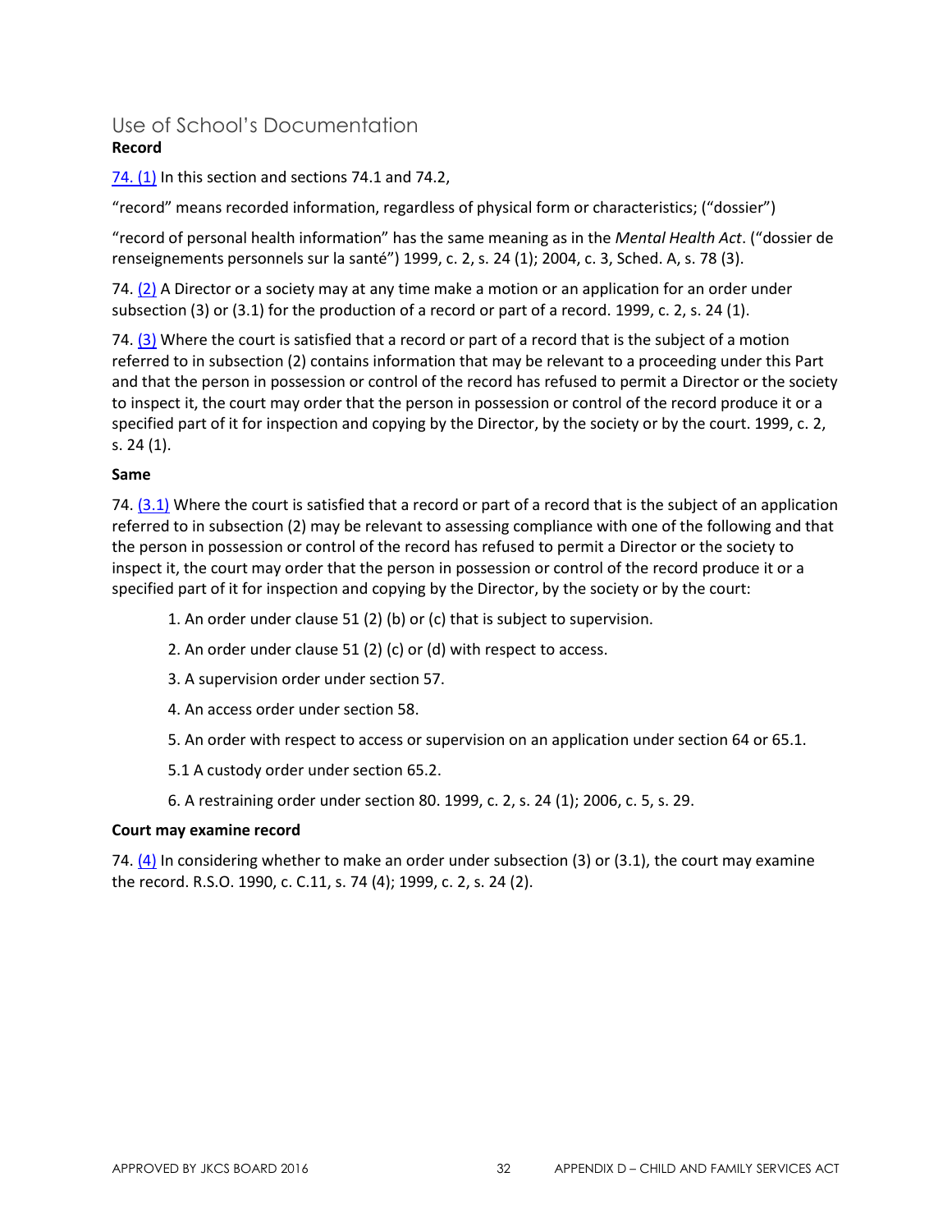## Use of School's Documentation

**Record**

74. (1) In this section and sections 74.1 and 74.2,

"record" means recorded information, regardless of physical form or characteristics; ("dossier")

"record of personal health information" has the same meaning as in the *Mental Health Act*. ("dossier de renseignements personnels sur la santé") 1999, c. 2, s. 24 (1); 2004, c. 3, Sched. A, s. 78 (3).

74. (2) A Director or a society may at any time make a motion or an application for an order under subsection (3) or (3.1) for the production of a record or part of a record. 1999, c. 2, s. 24 (1).

74. (3) Where the court is satisfied that a record or part of a record that is the subject of a motion referred to in subsection (2) contains information that may be relevant to a proceeding under this Part and that the person in possession or control of the record has refused to permit a Director or the society to inspect it, the court may order that the person in possession or control of the record produce it or a specified part of it for inspection and copying by the Director, by the society or by the court. 1999, c. 2, s. 24 (1).

**Same**

74. (3.1) Where the court is satisfied that a record or part of a record that is the subject of an application referred to in subsection (2) may be relevant to assessing compliance with one of the following and that the person in possession or control of the record has refused to permit a Director or the society to inspect it, the court may order that the person in possession or control of the record produce it or a specified part of it for inspection and copying by the Director, by the society or by the court:

1. An order under clause 51 (2) (b) or (c) that is subject to supervision.
2. An order under clause 51 (2) (c) or (d) with respect to access.
3. A supervision order under section 57.
4. An access order under section 58.
5. An order with respect to access or supervision on an application under section 64 or 65.1.

5.1 A custody order under section 65.2.

6. A restraining order under section 80. 1999, c. 2, s. 24 (1); 2006, c. 5, s. 29.

**Court may examine record**

74. (4) In considering whether to make an order under subsection (3) or (3.1), the court may examine the record. R.S.O. 1990, c. C.11, s. 74 (4); 1999, c. 2, s. 24 (2).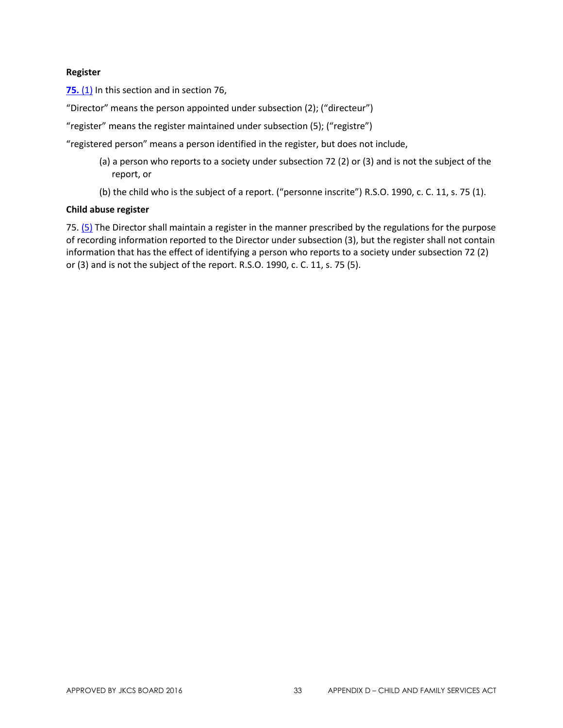**Register**

**75.** (1) In this section and in section 76,

“Director” means the person appointed under subsection (2); (“directeur”)

“register” means the register maintained under subsection (5); (“registre”)

“registered person” means a person identified in the register, but does not include,

(a) a person who reports to a society under subsection 72 (2) or (3) and is not the subject of the report, or

(b) the child who is the subject of a report. (“personne inscrite”) R.S.O. 1990, c. C. 11, s. 75 (1).

**Child abuse register**

75. (5) The Director shall maintain a register in the manner prescribed by the regulations for the purpose of recording information reported to the Director under subsection (3), but the register shall not contain information that has the effect of identifying a person who reports to a society under subsection 72 (2) or (3) and is not the subject of the report. R.S.O. 1990, c. C. 11, s. 75 (5).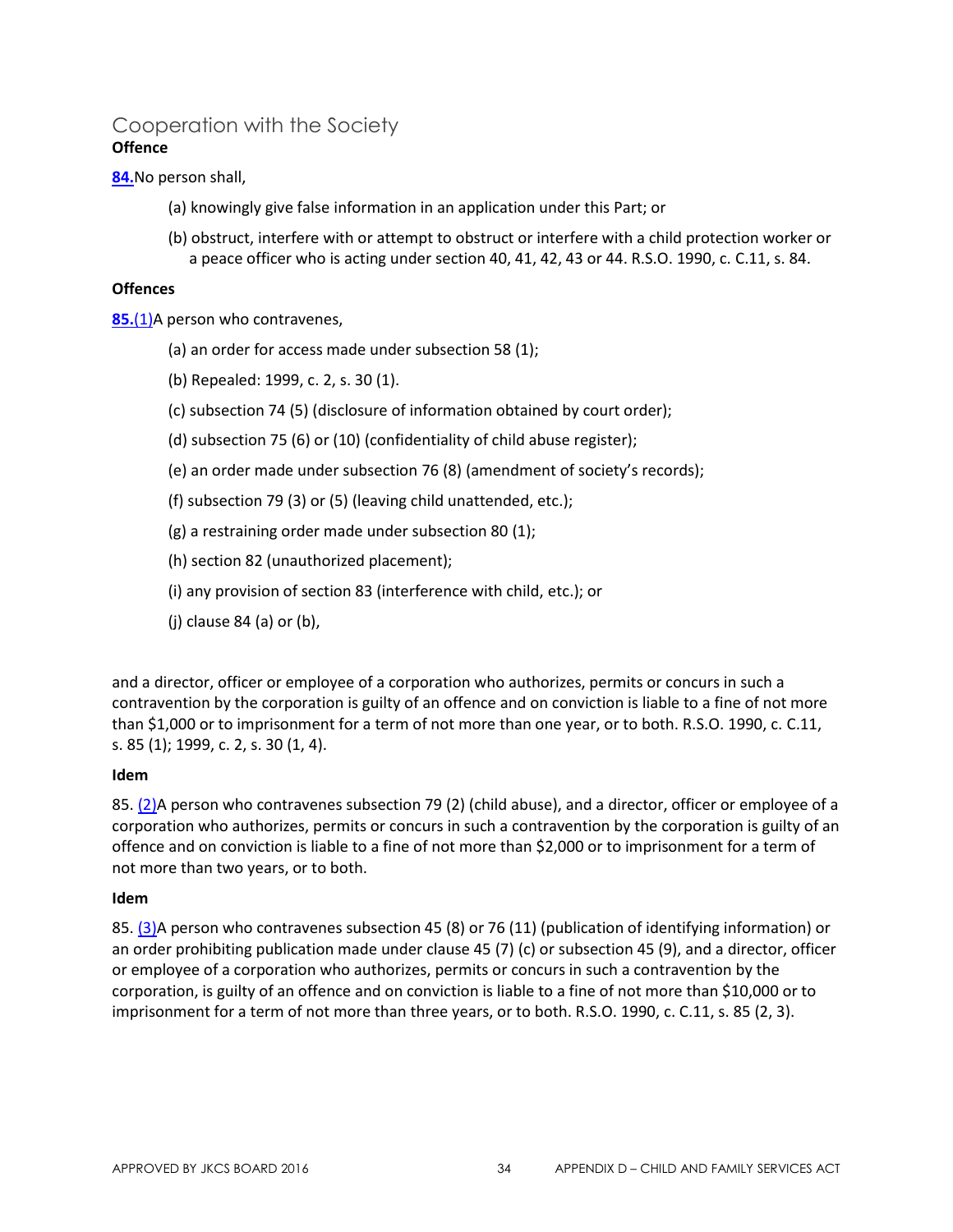## Cooperation with the Society

**Offence**

**84.** No person shall,

(a) knowingly give false information in an application under this Part; or

(b) obstruct, interfere with or attempt to obstruct or interfere with a child protection worker or a peace officer who is acting under section 40, 41, 42, 43 or 44. R.S.O. 1990, c. C.11, s. 84.

**Offences**

**85.** (1) A person who contravenes,

(a) an order for access made under subsection 58 (1);

(b) Repealed: 1999, c. 2, s. 30 (1).

(c) subsection 74 (5) (disclosure of information obtained by court order);

(d) subsection 75 (6) or (10) (confidentiality of child abuse register);

(e) an order made under subsection 76 (8) (amendment of society's records);

(f) subsection 79 (3) or (5) (leaving child unattended, etc.);

(g) a restraining order made under subsection 80 (1);

(h) section 82 (unauthorized placement);

(i) any provision of section 83 (interference with child, etc.); or

(j) clause 84 (a) or (b),

and a director, officer or employee of a corporation who authorizes, permits or concurs in such a contravention by the corporation is guilty of an offence and on conviction is liable to a fine of not more than $1,000 or to imprisonment for a term of not more than one year, or to both. R.S.O. 1990, c. C.11, s. 85 (1); 1999, c. 2, s. 30 (1, 4).

**Idem**

85. (2) A person who contravenes subsection 79 (2) (child abuse), and a director, officer or employee of a corporation who authorizes, permits or concurs in such a contravention by the corporation is guilty of an offence and on conviction is liable to a fine of not more than $2,000 or to imprisonment for a term of not more than two years, or to both.

**Idem**

85. (3) A person who contravenes subsection 45 (8) or 76 (11) (publication of identifying information) or an order prohibiting publication made under clause 45 (7) (c) or subsection 45 (9), and a director, officer or employee of a corporation who authorizes, permits or concurs in such a contravention by the corporation, is guilty of an offence and on conviction is liable to a fine of not more than $10,000 or to imprisonment for a term of not more than three years, or to both. R.S.O. 1990, c. C.11, s. 85 (2, 3).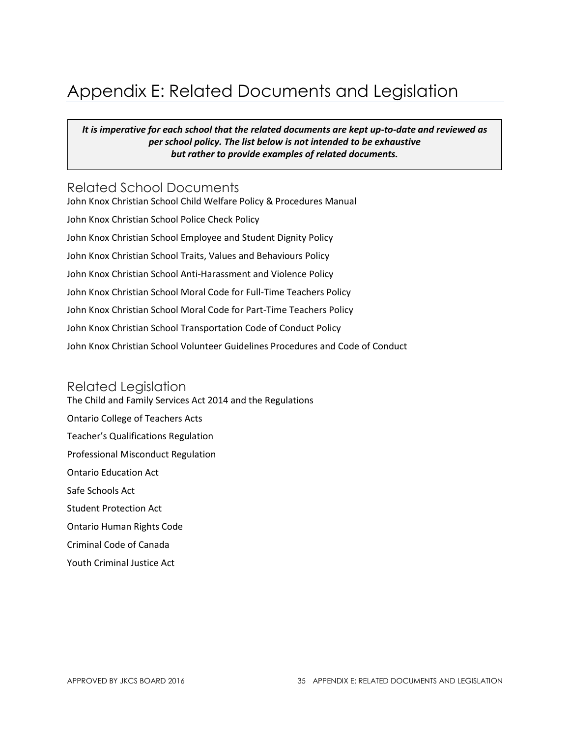# Appendix E: Related Documents and Legislation

> ***It is imperative for each school that the related documents are kept up-to-date and reviewed as per school policy. The list below is not intended to be exhaustive but rather to provide examples of related documents.***

## Related School Documents

John Knox Christian School Child Welfare Policy & Procedures Manual

John Knox Christian School Police Check Policy

John Knox Christian School Employee and Student Dignity Policy

John Knox Christian School Traits, Values and Behaviours Policy

John Knox Christian School Anti-Harassment and Violence Policy

John Knox Christian School Moral Code for Full-Time Teachers Policy

John Knox Christian School Moral Code for Part-Time Teachers Policy

John Knox Christian School Transportation Code of Conduct Policy

John Knox Christian School Volunteer Guidelines Procedures and Code of Conduct

## Related Legislation

The Child and Family Services Act 2014 and the Regulations

Ontario College of Teachers Acts

Teacher's Qualifications Regulation

Professional Misconduct Regulation

Ontario Education Act

Safe Schools Act

Student Protection Act

Ontario Human Rights Code

Criminal Code of Canada

Youth Criminal Justice Act